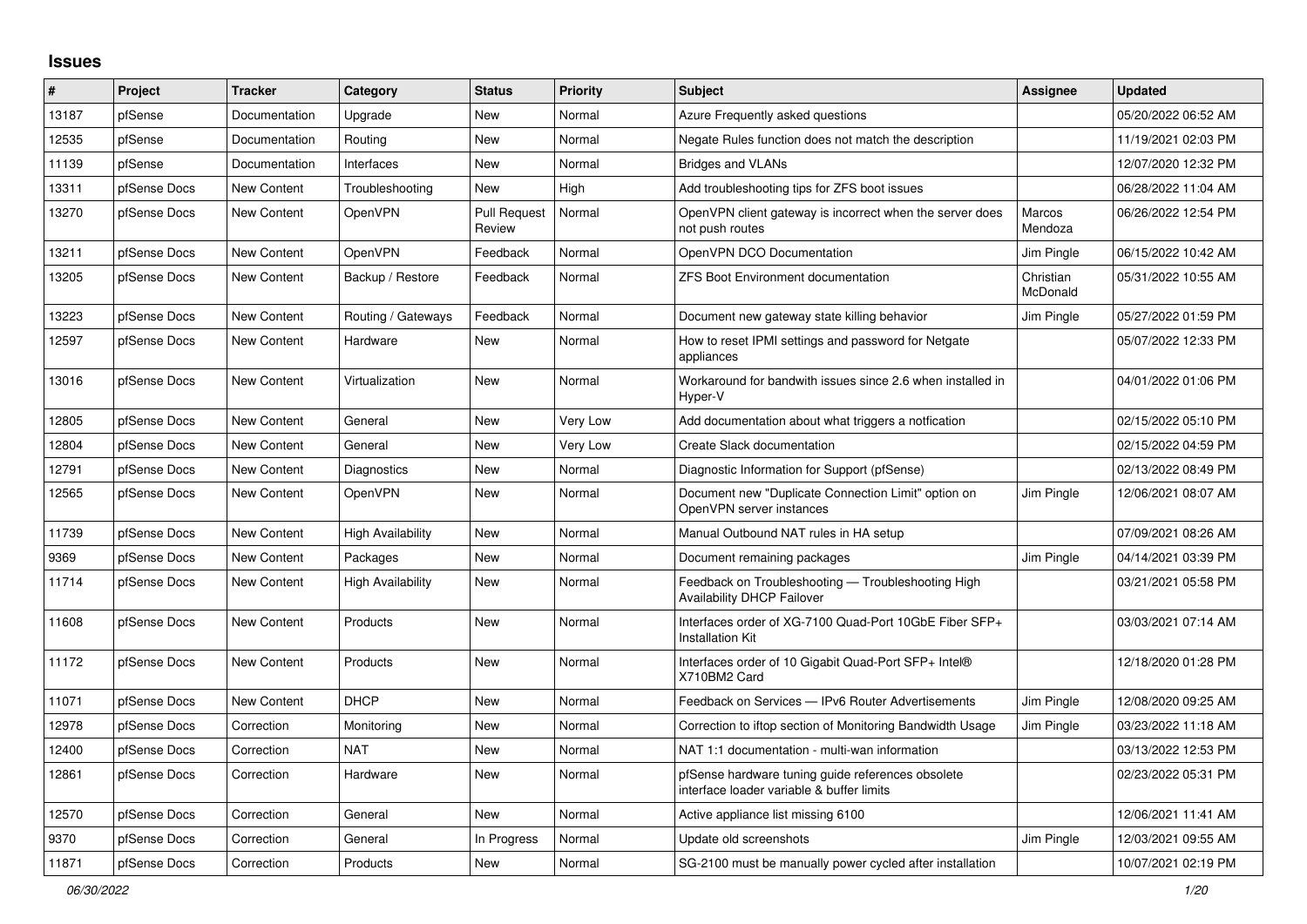# Issues

| # | Project | Tracker | Category | Status | Priority | Subject | Assignee | Updated |
|---|---|---|---|---|---|---|---|---|
| 13187 | pfSense | Documentation | Upgrade | New | Normal | Azure Frequently asked questions | | 05/20/2022 06:52 AM |
| 12535 | pfSense | Documentation | Routing | New | Normal | Negate Rules function does not match the description | | 11/19/2021 02:03 PM |
| 11139 | pfSense | Documentation | Interfaces | New | Normal | Bridges and VLANs | | 12/07/2020 12:32 PM |
| 13311 | pfSense Docs | New Content | Troubleshooting | New | High | Add troubleshooting tips for ZFS boot issues | | 06/28/2022 11:04 AM |
| 13270 | pfSense Docs | New Content | OpenVPN | Pull Request Review | Normal | OpenVPN client gateway is incorrect when the server does not push routes | Marcos Mendoza | 06/26/2022 12:54 PM |
| 13211 | pfSense Docs | New Content | OpenVPN | Feedback | Normal | OpenVPN DCO Documentation | Jim Pingle | 06/15/2022 10:42 AM |
| 13205 | pfSense Docs | New Content | Backup / Restore | Feedback | Normal | ZFS Boot Environment documentation | Christian McDonald | 05/31/2022 10:55 AM |
| 13223 | pfSense Docs | New Content | Routing / Gateways | Feedback | Normal | Document new gateway state killing behavior | Jim Pingle | 05/27/2022 01:59 PM |
| 12597 | pfSense Docs | New Content | Hardware | New | Normal | How to reset IPMI settings and password for Netgate appliances | | 05/07/2022 12:33 PM |
| 13016 | pfSense Docs | New Content | Virtualization | New | Normal | Workaround for bandwith issues since 2.6 when installed in Hyper-V | | 04/01/2022 01:06 PM |
| 12805 | pfSense Docs | New Content | General | New | Very Low | Add documentation about what triggers a notfication | | 02/15/2022 05:10 PM |
| 12804 | pfSense Docs | New Content | General | New | Very Low | Create Slack documentation | | 02/15/2022 04:59 PM |
| 12791 | pfSense Docs | New Content | Diagnostics | New | Normal | Diagnostic Information for Support (pfSense) | | 02/13/2022 08:49 PM |
| 12565 | pfSense Docs | New Content | OpenVPN | New | Normal | Document new "Duplicate Connection Limit" option on OpenVPN server instances | Jim Pingle | 12/06/2021 08:07 AM |
| 11739 | pfSense Docs | New Content | High Availability | New | Normal | Manual Outbound NAT rules in HA setup | | 07/09/2021 08:26 AM |
| 9369 | pfSense Docs | New Content | Packages | New | Normal | Document remaining packages | Jim Pingle | 04/14/2021 03:39 PM |
| 11714 | pfSense Docs | New Content | High Availability | New | Normal | Feedback on Troubleshooting — Troubleshooting High Availability DHCP Failover | | 03/21/2021 05:58 PM |
| 11608 | pfSense Docs | New Content | Products | New | Normal | Interfaces order of XG-7100 Quad-Port 10GbE Fiber SFP+ Installation Kit | | 03/03/2021 07:14 AM |
| 11172 | pfSense Docs | New Content | Products | New | Normal | Interfaces order of 10 Gigabit Quad-Port SFP+ Intel® X710BM2 Card | | 12/18/2020 01:28 PM |
| 11071 | pfSense Docs | New Content | DHCP | New | Normal | Feedback on Services — IPv6 Router Advertisements | Jim Pingle | 12/08/2020 09:25 AM |
| 12978 | pfSense Docs | Correction | Monitoring | New | Normal | Correction to iftop section of Monitoring Bandwidth Usage | Jim Pingle | 03/23/2022 11:18 AM |
| 12400 | pfSense Docs | Correction | NAT | New | Normal | NAT 1:1 documentation - multi-wan information | | 03/13/2022 12:53 PM |
| 12861 | pfSense Docs | Correction | Hardware | New | Normal | pfSense hardware tuning guide references obsolete interface loader variable & buffer limits | | 02/23/2022 05:31 PM |
| 12570 | pfSense Docs | Correction | General | New | Normal | Active appliance list missing 6100 | | 12/06/2021 11:41 AM |
| 9370 | pfSense Docs | Correction | General | In Progress | Normal | Update old screenshots | Jim Pingle | 12/03/2021 09:55 AM |
| 11871 | pfSense Docs | Correction | Products | New | Normal | SG-2100 must be manually power cycled after installation | | 10/07/2021 02:19 PM |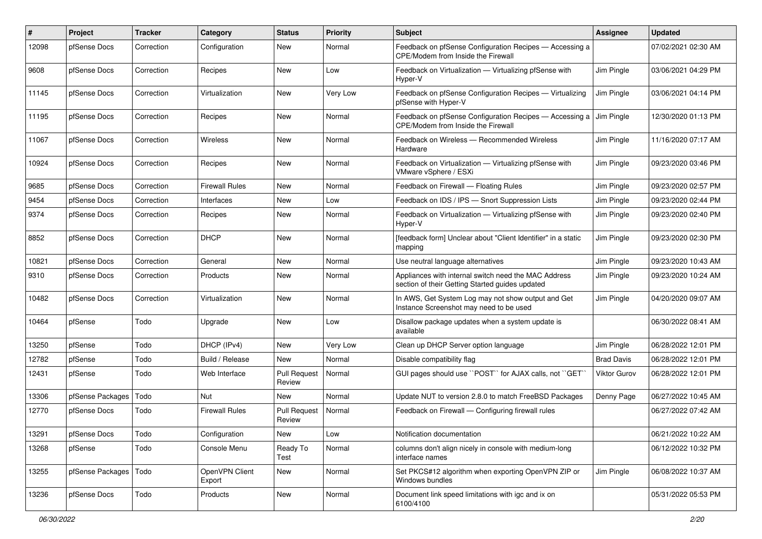| # | Project | Tracker | Category | Status | Priority | Subject | Assignee | Updated |
|---|---|---|---|---|---|---|---|---|
| 12098 | pfSense Docs | Correction | Configuration | New | Normal | Feedback on pfSense Configuration Recipes — Accessing a CPE/Modem from Inside the Firewall | | 07/02/2021 02:30 AM |
| 9608 | pfSense Docs | Correction | Recipes | New | Low | Feedback on Virtualization — Virtualizing pfSense with Hyper-V | Jim Pingle | 03/06/2021 04:29 PM |
| 11145 | pfSense Docs | Correction | Virtualization | New | Very Low | Feedback on pfSense Configuration Recipes — Virtualizing pfSense with Hyper-V | Jim Pingle | 03/06/2021 04:14 PM |
| 11195 | pfSense Docs | Correction | Recipes | New | Normal | Feedback on pfSense Configuration Recipes — Accessing a CPE/Modem from Inside the Firewall | Jim Pingle | 12/30/2020 01:13 PM |
| 11067 | pfSense Docs | Correction | Wireless | New | Normal | Feedback on Wireless — Recommended Wireless Hardware | Jim Pingle | 11/16/2020 07:17 AM |
| 10924 | pfSense Docs | Correction | Recipes | New | Normal | Feedback on Virtualization — Virtualizing pfSense with VMware vSphere / ESXi | Jim Pingle | 09/23/2020 03:46 PM |
| 9685 | pfSense Docs | Correction | Firewall Rules | New | Normal | Feedback on Firewall — Floating Rules | Jim Pingle | 09/23/2020 02:57 PM |
| 9454 | pfSense Docs | Correction | Interfaces | New | Low | Feedback on IDS / IPS — Snort Suppression Lists | Jim Pingle | 09/23/2020 02:44 PM |
| 9374 | pfSense Docs | Correction | Recipes | New | Normal | Feedback on Virtualization — Virtualizing pfSense with Hyper-V | Jim Pingle | 09/23/2020 02:40 PM |
| 8852 | pfSense Docs | Correction | DHCP | New | Normal | [feedback form] Unclear about "Client Identifier" in a static mapping | Jim Pingle | 09/23/2020 02:30 PM |
| 10821 | pfSense Docs | Correction | General | New | Normal | Use neutral language alternatives | Jim Pingle | 09/23/2020 10:43 AM |
| 9310 | pfSense Docs | Correction | Products | New | Normal | Appliances with internal switch need the MAC Address section of their Getting Started guides updated | Jim Pingle | 09/23/2020 10:24 AM |
| 10482 | pfSense Docs | Correction | Virtualization | New | Normal | In AWS, Get System Log may not show output and Get Instance Screenshot may need to be used | Jim Pingle | 04/20/2020 09:07 AM |
| 10464 | pfSense | Todo | Upgrade | New | Low | Disallow package updates when a system update is available | | 06/30/2022 08:41 AM |
| 13250 | pfSense | Todo | DHCP (IPv4) | New | Very Low | Clean up DHCP Server option language | Jim Pingle | 06/28/2022 12:01 PM |
| 12782 | pfSense | Todo | Build / Release | New | Normal | Disable compatibility flag | Brad Davis | 06/28/2022 12:01 PM |
| 12431 | pfSense | Todo | Web Interface | Pull Request Review | Normal | GUI pages should use ``POST`` for AJAX calls, not ``GET`` | Viktor Gurov | 06/28/2022 12:01 PM |
| 13306 | pfSense Packages | Todo | Nut | New | Normal | Update NUT to version 2.8.0 to match FreeBSD Packages | Denny Page | 06/27/2022 10:45 AM |
| 12770 | pfSense Docs | Todo | Firewall Rules | Pull Request Review | Normal | Feedback on Firewall — Configuring firewall rules | | 06/27/2022 07:42 AM |
| 13291 | pfSense Docs | Todo | Configuration | New | Low | Notification documentation | | 06/21/2022 10:22 AM |
| 13268 | pfSense | Todo | Console Menu | Ready To Test | Normal | columns don't align nicely in console with medium-long interface names | | 06/12/2022 10:32 PM |
| 13255 | pfSense Packages | Todo | OpenVPN Client Export | New | Normal | Set PKCS#12 algorithm when exporting OpenVPN ZIP or Windows bundles | Jim Pingle | 06/08/2022 10:37 AM |
| 13236 | pfSense Docs | Todo | Products | New | Normal | Document link speed limitations with igc and ix on 6100/4100 | | 05/31/2022 05:53 PM |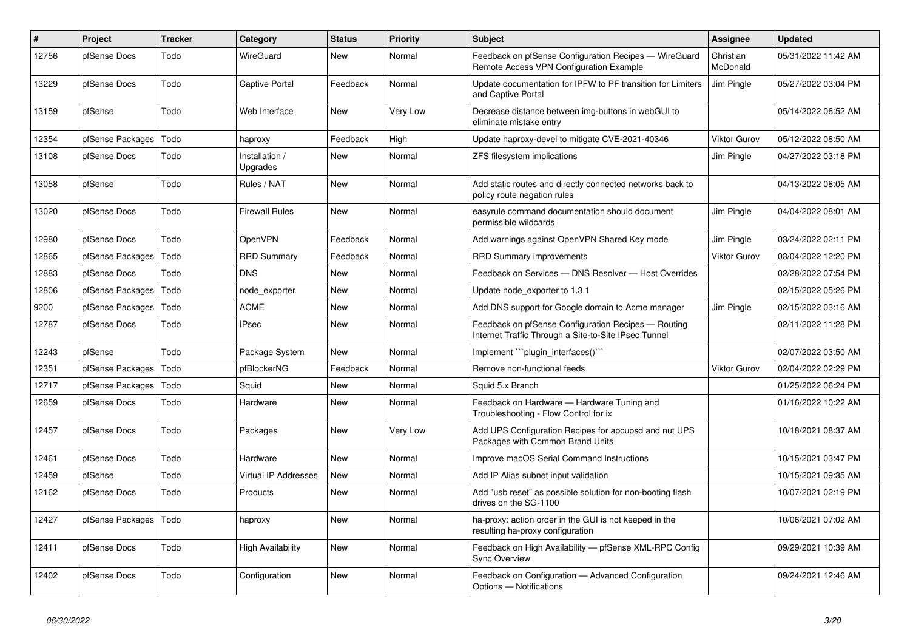| # | Project | Tracker | Category | Status | Priority | Subject | Assignee | Updated |
|---|---|---|---|---|---|---|---|---|
| 12756 | pfSense Docs | Todo | WireGuard | New | Normal | Feedback on pfSense Configuration Recipes — WireGuard Remote Access VPN Configuration Example | Christian McDonald | 05/31/2022 11:42 AM |
| 13229 | pfSense Docs | Todo | Captive Portal | Feedback | Normal | Update documentation for IPFW to PF transition for Limiters and Captive Portal | Jim Pingle | 05/27/2022 03:04 PM |
| 13159 | pfSense | Todo | Web Interface | New | Very Low | Decrease distance between img-buttons in webGUI to eliminate mistake entry | | 05/14/2022 06:52 AM |
| 12354 | pfSense Packages | Todo | haproxy | Feedback | High | Update haproxy-devel to mitigate CVE-2021-40346 | Viktor Gurov | 05/12/2022 08:50 AM |
| 13108 | pfSense Docs | Todo | Installation / Upgrades | New | Normal | ZFS filesystem implications | Jim Pingle | 04/27/2022 03:18 PM |
| 13058 | pfSense | Todo | Rules / NAT | New | Normal | Add static routes and directly connected networks back to policy route negation rules | | 04/13/2022 08:05 AM |
| 13020 | pfSense Docs | Todo | Firewall Rules | New | Normal | easyrule command documentation should document permissible wildcards | Jim Pingle | 04/04/2022 08:01 AM |
| 12980 | pfSense Docs | Todo | OpenVPN | Feedback | Normal | Add warnings against OpenVPN Shared Key mode | Jim Pingle | 03/24/2022 02:11 PM |
| 12865 | pfSense Packages | Todo | RRD Summary | Feedback | Normal | RRD Summary improvements | Viktor Gurov | 03/04/2022 12:20 PM |
| 12883 | pfSense Docs | Todo | DNS | New | Normal | Feedback on Services — DNS Resolver — Host Overrides | | 02/28/2022 07:54 PM |
| 12806 | pfSense Packages | Todo | node_exporter | New | Normal | Update node_exporter to 1.3.1 | | 02/15/2022 05:26 PM |
| 9200 | pfSense Packages | Todo | ACME | New | Normal | Add DNS support for Google domain to Acme manager | Jim Pingle | 02/15/2022 03:16 AM |
| 12787 | pfSense Docs | Todo | IPsec | New | Normal | Feedback on pfSense Configuration Recipes — Routing Internet Traffic Through a Site-to-Site IPsec Tunnel | | 02/11/2022 11:28 PM |
| 12243 | pfSense | Todo | Package System | New | Normal | Implement ```plugin_interfaces()``` | | 02/07/2022 03:50 AM |
| 12351 | pfSense Packages | Todo | pfBlockerNG | Feedback | Normal | Remove non-functional feeds | Viktor Gurov | 02/04/2022 02:29 PM |
| 12717 | pfSense Packages | Todo | Squid | New | Normal | Squid 5.x Branch | | 01/25/2022 06:24 PM |
| 12659 | pfSense Docs | Todo | Hardware | New | Normal | Feedback on Hardware — Hardware Tuning and Troubleshooting - Flow Control for ix | | 01/16/2022 10:22 AM |
| 12457 | pfSense Docs | Todo | Packages | New | Very Low | Add UPS Configuration Recipes for apcupsd and nut UPS Packages with Common Brand Units | | 10/18/2021 08:37 AM |
| 12461 | pfSense Docs | Todo | Hardware | New | Normal | Improve macOS Serial Command Instructions | | 10/15/2021 03:47 PM |
| 12459 | pfSense | Todo | Virtual IP Addresses | New | Normal | Add IP Alias subnet input validation | | 10/15/2021 09:35 AM |
| 12162 | pfSense Docs | Todo | Products | New | Normal | Add "usb reset" as possible solution for non-booting flash drives on the SG-1100 | | 10/07/2021 02:19 PM |
| 12427 | pfSense Packages | Todo | haproxy | New | Normal | ha-proxy: action order in the GUI is not keeped in the resulting ha-proxy configuration | | 10/06/2021 07:02 AM |
| 12411 | pfSense Docs | Todo | High Availability | New | Normal | Feedback on High Availability — pfSense XML-RPC Config Sync Overview | | 09/29/2021 10:39 AM |
| 12402 | pfSense Docs | Todo | Configuration | New | Normal | Feedback on Configuration — Advanced Configuration Options — Notifications | | 09/24/2021 12:46 AM |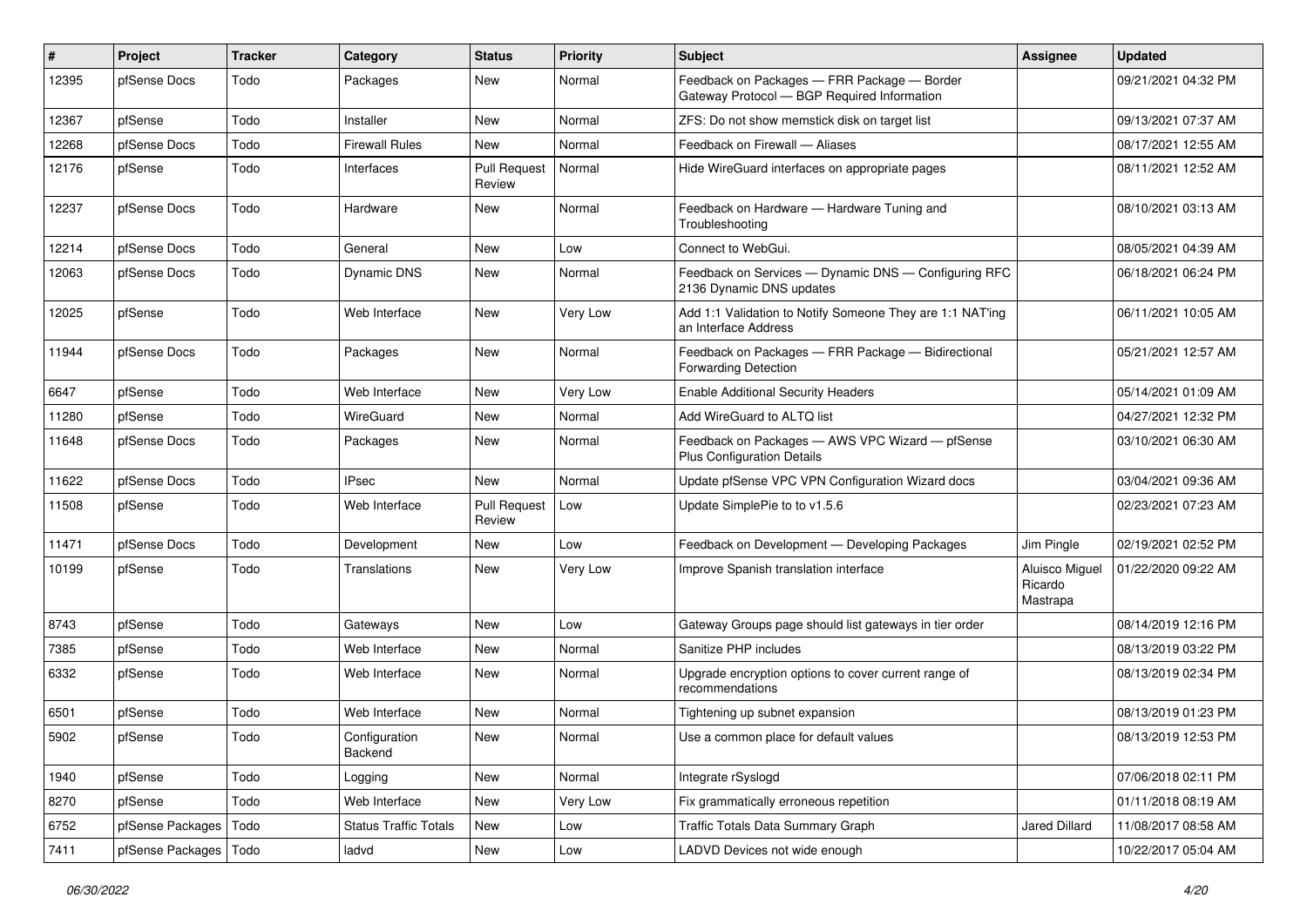| # | Project | Tracker | Category | Status | Priority | Subject | Assignee | Updated |
|---|---|---|---|---|---|---|---|---|
| 12395 | pfSense Docs | Todo | Packages | New | Normal | Feedback on Packages — FRR Package — Border Gateway Protocol — BGP Required Information | | 09/21/2021 04:32 PM |
| 12367 | pfSense | Todo | Installer | New | Normal | ZFS: Do not show memstick disk on target list | | 09/13/2021 07:37 AM |
| 12268 | pfSense Docs | Todo | Firewall Rules | New | Normal | Feedback on Firewall — Aliases | | 08/17/2021 12:55 AM |
| 12176 | pfSense | Todo | Interfaces | Pull Request Review | Normal | Hide WireGuard interfaces on appropriate pages | | 08/11/2021 12:52 AM |
| 12237 | pfSense Docs | Todo | Hardware | New | Normal | Feedback on Hardware — Hardware Tuning and Troubleshooting | | 08/10/2021 03:13 AM |
| 12214 | pfSense Docs | Todo | General | New | Low | Connect to WebGui. | | 08/05/2021 04:39 AM |
| 12063 | pfSense Docs | Todo | Dynamic DNS | New | Normal | Feedback on Services — Dynamic DNS — Configuring RFC 2136 Dynamic DNS updates | | 06/18/2021 06:24 PM |
| 12025 | pfSense | Todo | Web Interface | New | Very Low | Add 1:1 Validation to Notify Someone They are 1:1 NAT'ing an Interface Address | | 06/11/2021 10:05 AM |
| 11944 | pfSense Docs | Todo | Packages | New | Normal | Feedback on Packages — FRR Package — Bidirectional Forwarding Detection | | 05/21/2021 12:57 AM |
| 6647 | pfSense | Todo | Web Interface | New | Very Low | Enable Additional Security Headers | | 05/14/2021 01:09 AM |
| 11280 | pfSense | Todo | WireGuard | New | Normal | Add WireGuard to ALTQ list | | 04/27/2021 12:32 PM |
| 11648 | pfSense Docs | Todo | Packages | New | Normal | Feedback on Packages — AWS VPC Wizard — pfSense Plus Configuration Details | | 03/10/2021 06:30 AM |
| 11622 | pfSense Docs | Todo | IPsec | New | Normal | Update pfSense VPC VPN Configuration Wizard docs | | 03/04/2021 09:36 AM |
| 11508 | pfSense | Todo | Web Interface | Pull Request Review | Low | Update SimplePie to to v1.5.6 | | 02/23/2021 07:23 AM |
| 11471 | pfSense Docs | Todo | Development | New | Low | Feedback on Development — Developing Packages | Jim Pingle | 02/19/2021 02:52 PM |
| 10199 | pfSense | Todo | Translations | New | Very Low | Improve Spanish translation interface | Aluisco Miguel Ricardo Mastrapa | 01/22/2020 09:22 AM |
| 8743 | pfSense | Todo | Gateways | New | Low | Gateway Groups page should list gateways in tier order | | 08/14/2019 12:16 PM |
| 7385 | pfSense | Todo | Web Interface | New | Normal | Sanitize PHP includes | | 08/13/2019 03:22 PM |
| 6332 | pfSense | Todo | Web Interface | New | Normal | Upgrade encryption options to cover current range of recommendations | | 08/13/2019 02:34 PM |
| 6501 | pfSense | Todo | Web Interface | New | Normal | Tightening up subnet expansion | | 08/13/2019 01:23 PM |
| 5902 | pfSense | Todo | Configuration Backend | New | Normal | Use a common place for default values | | 08/13/2019 12:53 PM |
| 1940 | pfSense | Todo | Logging | New | Normal | Integrate rSyslogd | | 07/06/2018 02:11 PM |
| 8270 | pfSense | Todo | Web Interface | New | Very Low | Fix grammatically erroneous repetition | | 01/11/2018 08:19 AM |
| 6752 | pfSense Packages | Todo | Status Traffic Totals | New | Low | Traffic Totals Data Summary Graph | Jared Dillard | 11/08/2017 08:58 AM |
| 7411 | pfSense Packages | Todo | ladvd | New | Low | LADVD Devices not wide enough | | 10/22/2017 05:04 AM |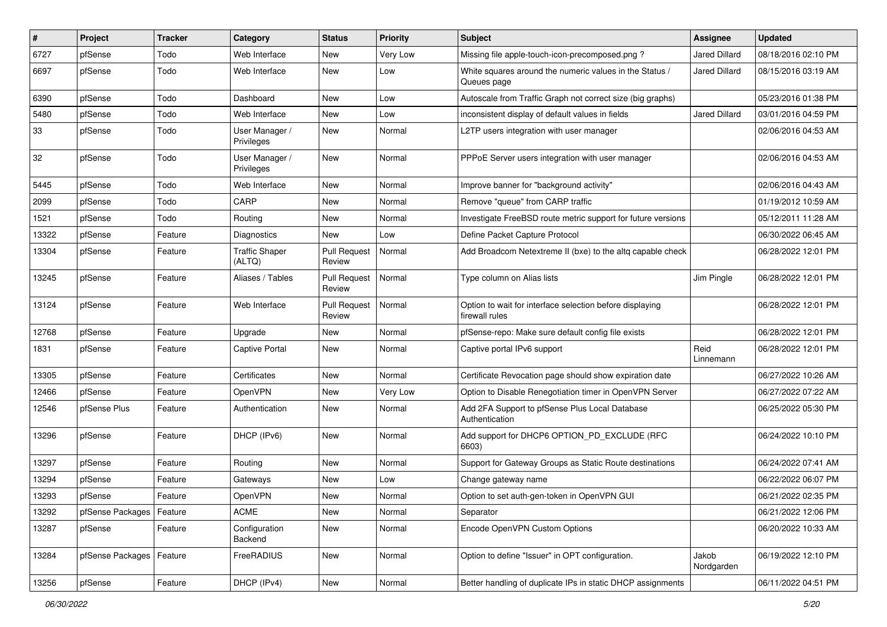| # | Project | Tracker | Category | Status | Priority | Subject | Assignee | Updated |
|---|---|---|---|---|---|---|---|---|
| 6727 | pfSense | Todo | Web Interface | New | Very Low | Missing file apple-touch-icon-precomposed.png ? | Jared Dillard | 08/18/2016 02:10 PM |
| 6697 | pfSense | Todo | Web Interface | New | Low | White squares around the numeric values in the Status / Queues page | Jared Dillard | 08/15/2016 03:19 AM |
| 6390 | pfSense | Todo | Dashboard | New | Low | Autoscale from Traffic Graph not correct size (big graphs) | | 05/23/2016 01:38 PM |
| 5480 | pfSense | Todo | Web Interface | New | Low | inconsistent display of default values in fields | Jared Dillard | 03/01/2016 04:59 PM |
| 33 | pfSense | Todo | User Manager / Privileges | New | Normal | L2TP users integration with user manager | | 02/06/2016 04:53 AM |
| 32 | pfSense | Todo | User Manager / Privileges | New | Normal | PPPoE Server users integration with user manager | | 02/06/2016 04:53 AM |
| 5445 | pfSense | Todo | Web Interface | New | Normal | Improve banner for "background activity" | | 02/06/2016 04:43 AM |
| 2099 | pfSense | Todo | CARP | New | Normal | Remove "queue" from CARP traffic | | 01/19/2012 10:59 AM |
| 1521 | pfSense | Todo | Routing | New | Normal | Investigate FreeBSD route metric support for future versions | | 05/12/2011 11:28 AM |
| 13322 | pfSense | Feature | Diagnostics | New | Low | Define Packet Capture Protocol | | 06/30/2022 06:45 AM |
| 13304 | pfSense | Feature | Traffic Shaper (ALTQ) | Pull Request Review | Normal | Add Broadcom Netextreme II (bxe) to the altq capable check | | 06/28/2022 12:01 PM |
| 13245 | pfSense | Feature | Aliases / Tables | Pull Request Review | Normal | Type column on Alias lists | Jim Pingle | 06/28/2022 12:01 PM |
| 13124 | pfSense | Feature | Web Interface | Pull Request Review | Normal | Option to wait for interface selection before displaying firewall rules | | 06/28/2022 12:01 PM |
| 12768 | pfSense | Feature | Upgrade | New | Normal | pfSense-repo: Make sure default config file exists | | 06/28/2022 12:01 PM |
| 1831 | pfSense | Feature | Captive Portal | New | Normal | Captive portal IPv6 support | Reid Linnemann | 06/28/2022 12:01 PM |
| 13305 | pfSense | Feature | Certificates | New | Normal | Certificate Revocation page should show expiration date | | 06/27/2022 10:26 AM |
| 12466 | pfSense | Feature | OpenVPN | New | Very Low | Option to Disable Renegotiation timer in OpenVPN Server | | 06/27/2022 07:22 AM |
| 12546 | pfSense Plus | Feature | Authentication | New | Normal | Add 2FA Support to pfSense Plus Local Database Authentication | | 06/25/2022 05:30 PM |
| 13296 | pfSense | Feature | DHCP (IPv6) | New | Normal | Add support for DHCP6 OPTION_PD_EXCLUDE (RFC 6603) | | 06/24/2022 10:10 PM |
| 13297 | pfSense | Feature | Routing | New | Normal | Support for Gateway Groups as Static Route destinations | | 06/24/2022 07:41 AM |
| 13294 | pfSense | Feature | Gateways | New | Low | Change gateway name | | 06/22/2022 06:07 PM |
| 13293 | pfSense | Feature | OpenVPN | New | Normal | Option to set auth-gen-token in OpenVPN GUI | | 06/21/2022 02:35 PM |
| 13292 | pfSense Packages | Feature | ACME | New | Normal | Separator | | 06/21/2022 12:06 PM |
| 13287 | pfSense | Feature | Configuration Backend | New | Normal | Encode OpenVPN Custom Options | | 06/20/2022 10:33 AM |
| 13284 | pfSense Packages | Feature | FreeRADIUS | New | Normal | Option to define "Issuer" in OPT configuration. | Jakob Nordgarden | 06/19/2022 12:10 PM |
| 13256 | pfSense | Feature | DHCP (IPv4) | New | Normal | Better handling of duplicate IPs in static DHCP assignments | | 06/11/2022 04:51 PM |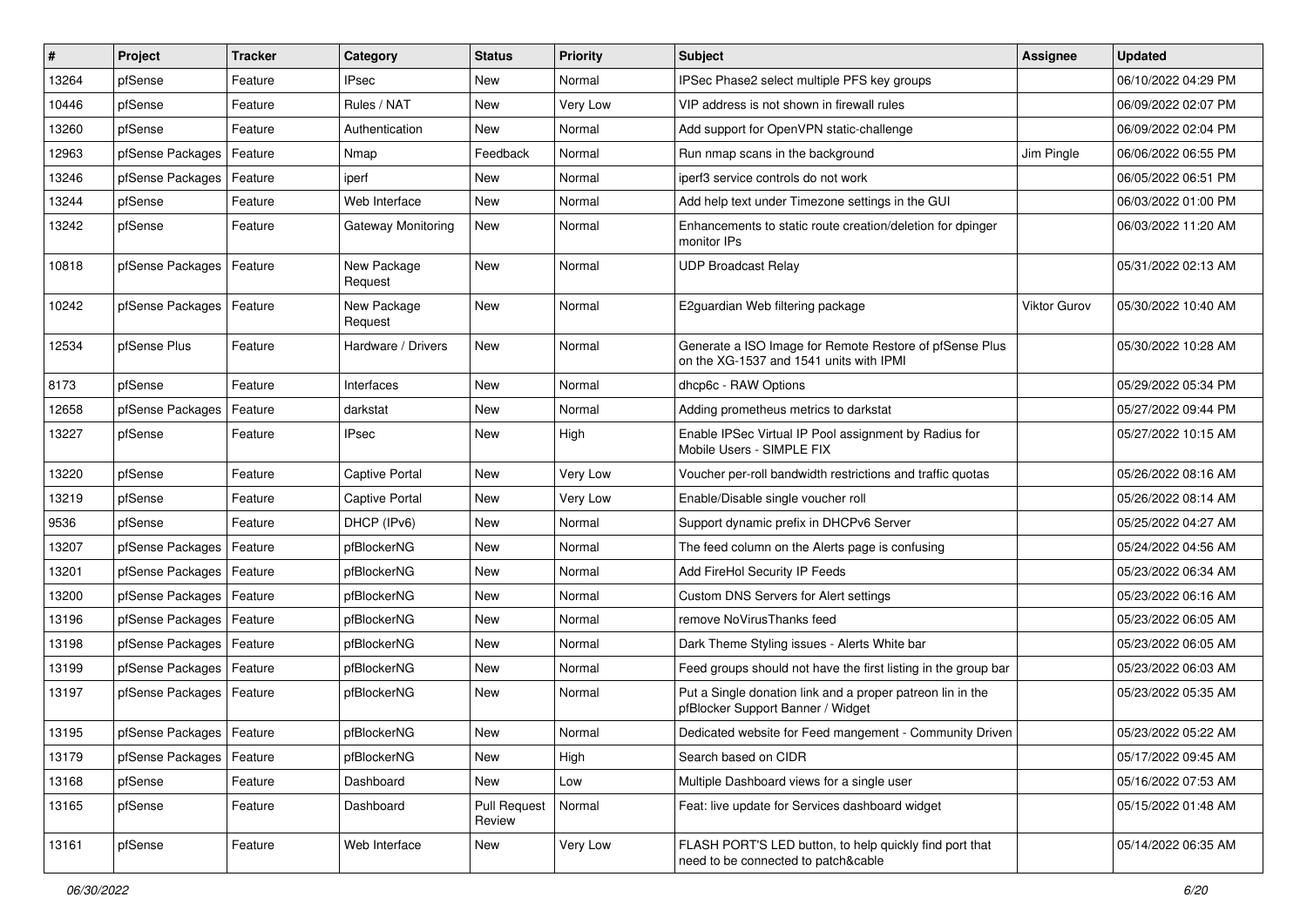| # | Project | Tracker | Category | Status | Priority | Subject | Assignee | Updated |
|---|---|---|---|---|---|---|---|---|
| 13264 | pfSense | Feature | IPsec | New | Normal | IPSec Phase2 select multiple PFS key groups | | 06/10/2022 04:29 PM |
| 10446 | pfSense | Feature | Rules / NAT | New | Very Low | VIP address is not shown in firewall rules | | 06/09/2022 02:07 PM |
| 13260 | pfSense | Feature | Authentication | New | Normal | Add support for OpenVPN static-challenge | | 06/09/2022 02:04 PM |
| 12963 | pfSense Packages | Feature | Nmap | Feedback | Normal | Run nmap scans in the background | Jim Pingle | 06/06/2022 06:55 PM |
| 13246 | pfSense Packages | Feature | iperf | New | Normal | iperf3 service controls do not work | | 06/05/2022 06:51 PM |
| 13244 | pfSense | Feature | Web Interface | New | Normal | Add help text under Timezone settings in the GUI | | 06/03/2022 01:00 PM |
| 13242 | pfSense | Feature | Gateway Monitoring | New | Normal | Enhancements to static route creation/deletion for dpinger monitor IPs | | 06/03/2022 11:20 AM |
| 10818 | pfSense Packages | Feature | New Package Request | New | Normal | UDP Broadcast Relay | | 05/31/2022 02:13 AM |
| 10242 | pfSense Packages | Feature | New Package Request | New | Normal | E2guardian Web filtering package | Viktor Gurov | 05/30/2022 10:40 AM |
| 12534 | pfSense Plus | Feature | Hardware / Drivers | New | Normal | Generate a ISO Image for Remote Restore of pfSense Plus on the XG-1537 and 1541 units with IPMI | | 05/30/2022 10:28 AM |
| 8173 | pfSense | Feature | Interfaces | New | Normal | dhcp6c - RAW Options | | 05/29/2022 05:34 PM |
| 12658 | pfSense Packages | Feature | darkstat | New | Normal | Adding prometheus metrics to darkstat | | 05/27/2022 09:44 PM |
| 13227 | pfSense | Feature | IPsec | New | High | Enable IPSec Virtual IP Pool assignment by Radius for Mobile Users - SIMPLE FIX | | 05/27/2022 10:15 AM |
| 13220 | pfSense | Feature | Captive Portal | New | Very Low | Voucher per-roll bandwidth restrictions and traffic quotas | | 05/26/2022 08:16 AM |
| 13219 | pfSense | Feature | Captive Portal | New | Very Low | Enable/Disable single voucher roll | | 05/26/2022 08:14 AM |
| 9536 | pfSense | Feature | DHCP (IPv6) | New | Normal | Support dynamic prefix in DHCPv6 Server | | 05/25/2022 04:27 AM |
| 13207 | pfSense Packages | Feature | pfBlockerNG | New | Normal | The feed column on the Alerts page is confusing | | 05/24/2022 04:56 AM |
| 13201 | pfSense Packages | Feature | pfBlockerNG | New | Normal | Add FireHol Security IP Feeds | | 05/23/2022 06:34 AM |
| 13200 | pfSense Packages | Feature | pfBlockerNG | New | Normal | Custom DNS Servers for Alert settings | | 05/23/2022 06:16 AM |
| 13196 | pfSense Packages | Feature | pfBlockerNG | New | Normal | remove NoVirusThanks feed | | 05/23/2022 06:05 AM |
| 13198 | pfSense Packages | Feature | pfBlockerNG | New | Normal | Dark Theme Styling issues - Alerts White bar | | 05/23/2022 06:05 AM |
| 13199 | pfSense Packages | Feature | pfBlockerNG | New | Normal | Feed groups should not have the first listing in the group bar | | 05/23/2022 06:03 AM |
| 13197 | pfSense Packages | Feature | pfBlockerNG | New | Normal | Put a Single donation link and a proper patreon lin in the pfBlocker Support Banner / Widget | | 05/23/2022 05:35 AM |
| 13195 | pfSense Packages | Feature | pfBlockerNG | New | Normal | Dedicated website for Feed mangement - Community Driven | | 05/23/2022 05:22 AM |
| 13179 | pfSense Packages | Feature | pfBlockerNG | New | High | Search based on CIDR | | 05/17/2022 09:45 AM |
| 13168 | pfSense | Feature | Dashboard | New | Low | Multiple Dashboard views for a single user | | 05/16/2022 07:53 AM |
| 13165 | pfSense | Feature | Dashboard | Pull Request Review | Normal | Feat: live update for Services dashboard widget | | 05/15/2022 01:48 AM |
| 13161 | pfSense | Feature | Web Interface | New | Very Low | FLASH PORT'S LED button, to help quickly find port that need to be connected to patch&cable | | 05/14/2022 06:35 AM |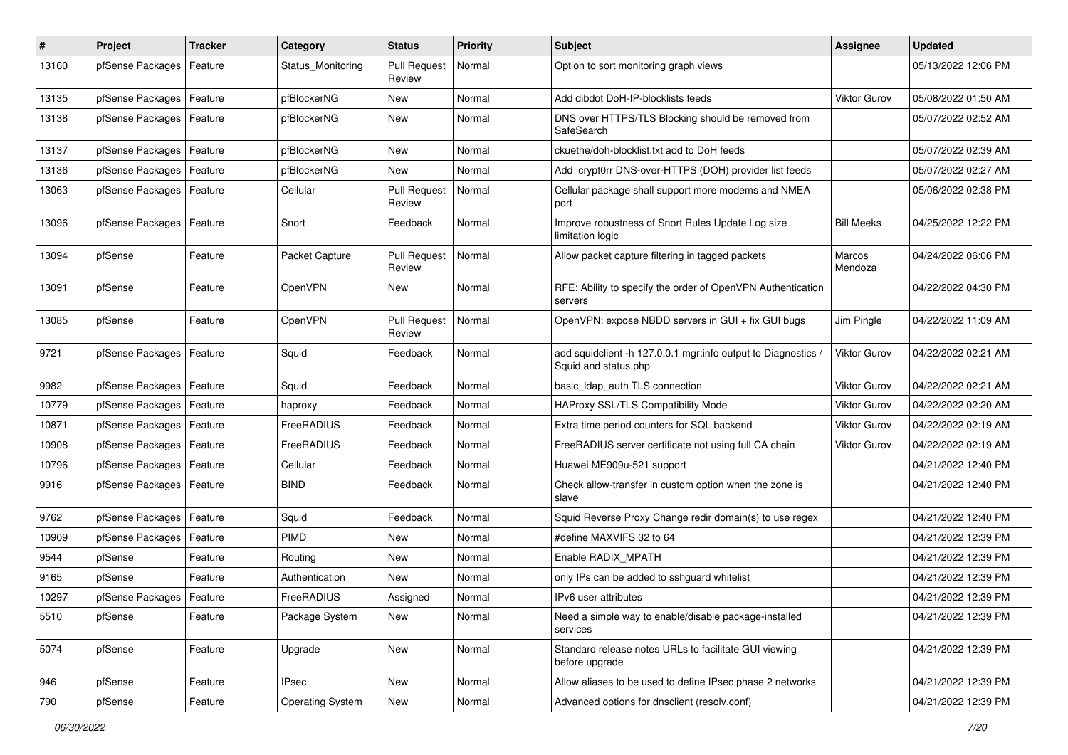| # | Project | Tracker | Category | Status | Priority | Subject | Assignee | Updated |
|---|---|---|---|---|---|---|---|---|
| 13160 | pfSense Packages | Feature | Status_Monitoring | Pull Request Review | Normal | Option to sort monitoring graph views | | 05/13/2022 12:06 PM |
| 13135 | pfSense Packages | Feature | pfBlockerNG | New | Normal | Add dibdot DoH-IP-blocklists feeds | Viktor Gurov | 05/08/2022 01:50 AM |
| 13138 | pfSense Packages | Feature | pfBlockerNG | New | Normal | DNS over HTTPS/TLS Blocking should be removed from SafeSearch | | 05/07/2022 02:52 AM |
| 13137 | pfSense Packages | Feature | pfBlockerNG | New | Normal | ckuethe/doh-blocklist.txt add to DoH feeds | | 05/07/2022 02:39 AM |
| 13136 | pfSense Packages | Feature | pfBlockerNG | New | Normal | Add crypt0rr DNS-over-HTTPS (DOH) provider list feeds | | 05/07/2022 02:27 AM |
| 13063 | pfSense Packages | Feature | Cellular | Pull Request Review | Normal | Cellular package shall support more modems and NMEA port | | 05/06/2022 02:38 PM |
| 13096 | pfSense Packages | Feature | Snort | Feedback | Normal | Improve robustness of Snort Rules Update Log size limitation logic | Bill Meeks | 04/25/2022 12:22 PM |
| 13094 | pfSense | Feature | Packet Capture | Pull Request Review | Normal | Allow packet capture filtering in tagged packets | Marcos Mendoza | 04/24/2022 06:06 PM |
| 13091 | pfSense | Feature | OpenVPN | New | Normal | RFE: Ability to specify the order of OpenVPN Authentication servers | | 04/22/2022 04:30 PM |
| 13085 | pfSense | Feature | OpenVPN | Pull Request Review | Normal | OpenVPN: expose NBDD servers in GUI + fix GUI bugs | Jim Pingle | 04/22/2022 11:09 AM |
| 9721 | pfSense Packages | Feature | Squid | Feedback | Normal | add squidclient -h 127.0.0.1 mgr:info output to Diagnostics / Squid and status.php | Viktor Gurov | 04/22/2022 02:21 AM |
| 9982 | pfSense Packages | Feature | Squid | Feedback | Normal | basic_ldap_auth TLS connection | Viktor Gurov | 04/22/2022 02:21 AM |
| 10779 | pfSense Packages | Feature | haproxy | Feedback | Normal | HAProxy SSL/TLS Compatibility Mode | Viktor Gurov | 04/22/2022 02:20 AM |
| 10871 | pfSense Packages | Feature | FreeRADIUS | Feedback | Normal | Extra time period counters for SQL backend | Viktor Gurov | 04/22/2022 02:19 AM |
| 10908 | pfSense Packages | Feature | FreeRADIUS | Feedback | Normal | FreeRADIUS server certificate not using full CA chain | Viktor Gurov | 04/22/2022 02:19 AM |
| 10796 | pfSense Packages | Feature | Cellular | Feedback | Normal | Huawei ME909u-521 support | | 04/21/2022 12:40 PM |
| 9916 | pfSense Packages | Feature | BIND | Feedback | Normal | Check allow-transfer in custom option when the zone is slave | | 04/21/2022 12:40 PM |
| 9762 | pfSense Packages | Feature | Squid | Feedback | Normal | Squid Reverse Proxy Change redir domain(s) to use regex | | 04/21/2022 12:40 PM |
| 10909 | pfSense Packages | Feature | PIMD | New | Normal | #define MAXVIFS 32 to 64 | | 04/21/2022 12:39 PM |
| 9544 | pfSense | Feature | Routing | New | Normal | Enable RADIX_MPATH | | 04/21/2022 12:39 PM |
| 9165 | pfSense | Feature | Authentication | New | Normal | only IPs can be added to sshguard whitelist | | 04/21/2022 12:39 PM |
| 10297 | pfSense Packages | Feature | FreeRADIUS | Assigned | Normal | IPv6 user attributes | | 04/21/2022 12:39 PM |
| 5510 | pfSense | Feature | Package System | New | Normal | Need a simple way to enable/disable package-installed services | | 04/21/2022 12:39 PM |
| 5074 | pfSense | Feature | Upgrade | New | Normal | Standard release notes URLs to facilitate GUI viewing before upgrade | | 04/21/2022 12:39 PM |
| 946 | pfSense | Feature | IPsec | New | Normal | Allow aliases to be used to define IPsec phase 2 networks | | 04/21/2022 12:39 PM |
| 790 | pfSense | Feature | Operating System | New | Normal | Advanced options for dnsclient (resolv.conf) | | 04/21/2022 12:39 PM |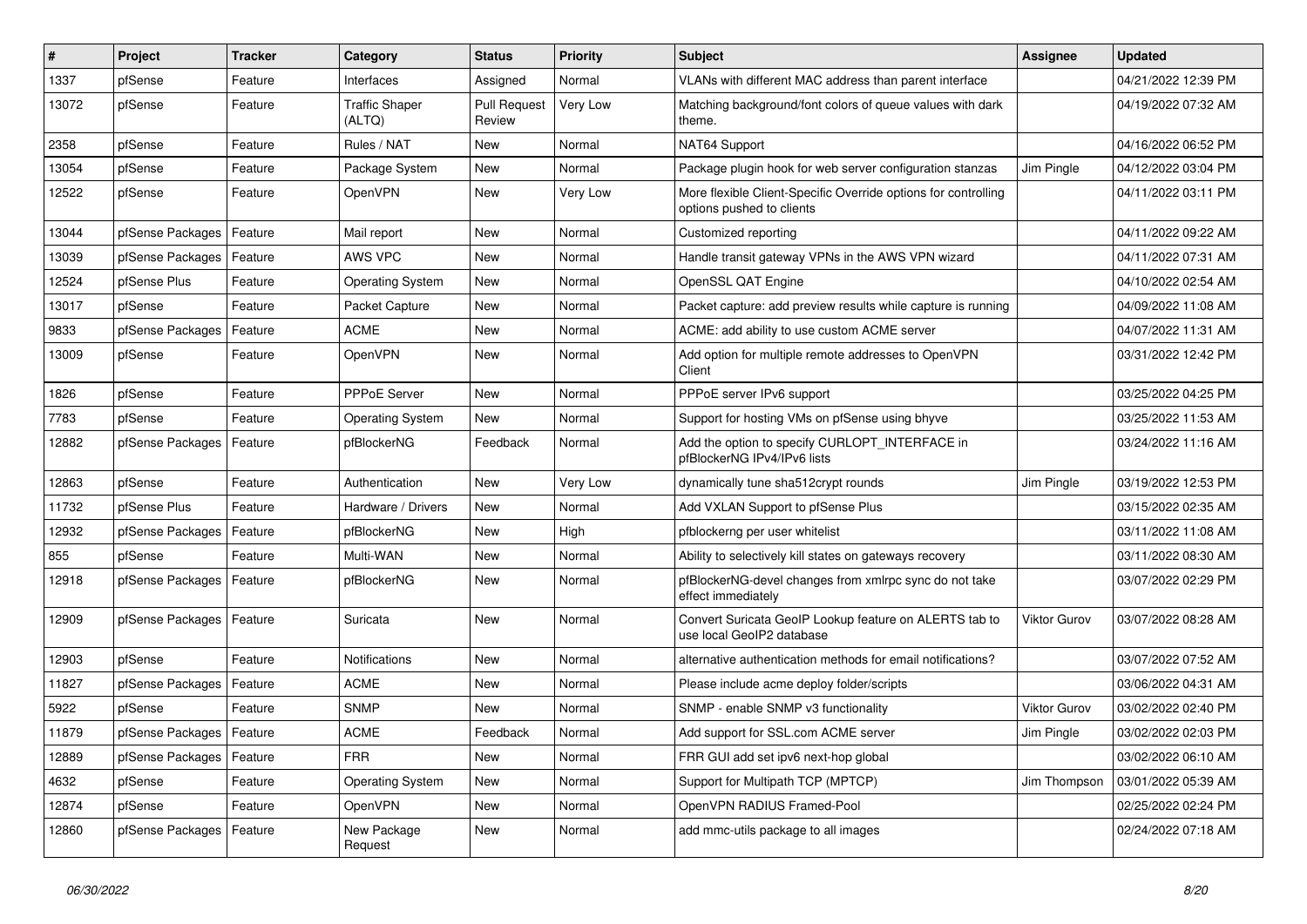| # | Project | Tracker | Category | Status | Priority | Subject | Assignee | Updated |
|---|---|---|---|---|---|---|---|---|
| 1337 | pfSense | Feature | Interfaces | Assigned | Normal | VLANs with different MAC address than parent interface | | 04/21/2022 12:39 PM |
| 13072 | pfSense | Feature | Traffic Shaper (ALTQ) | Pull Request Review | Very Low | Matching background/font colors of queue values with dark theme. | | 04/19/2022 07:32 AM |
| 2358 | pfSense | Feature | Rules / NAT | New | Normal | NAT64 Support | | 04/16/2022 06:52 PM |
| 13054 | pfSense | Feature | Package System | New | Normal | Package plugin hook for web server configuration stanzas | Jim Pingle | 04/12/2022 03:04 PM |
| 12522 | pfSense | Feature | OpenVPN | New | Very Low | More flexible Client-Specific Override options for controlling options pushed to clients | | 04/11/2022 03:11 PM |
| 13044 | pfSense Packages | Feature | Mail report | New | Normal | Customized reporting | | 04/11/2022 09:22 AM |
| 13039 | pfSense Packages | Feature | AWS VPC | New | Normal | Handle transit gateway VPNs in the AWS VPN wizard | | 04/11/2022 07:31 AM |
| 12524 | pfSense Plus | Feature | Operating System | New | Normal | OpenSSL QAT Engine | | 04/10/2022 02:54 AM |
| 13017 | pfSense | Feature | Packet Capture | New | Normal | Packet capture: add preview results while capture is running | | 04/09/2022 11:08 AM |
| 9833 | pfSense Packages | Feature | ACME | New | Normal | ACME: add ability to use custom ACME server | | 04/07/2022 11:31 AM |
| 13009 | pfSense | Feature | OpenVPN | New | Normal | Add option for multiple remote addresses to OpenVPN Client | | 03/31/2022 12:42 PM |
| 1826 | pfSense | Feature | PPPoE Server | New | Normal | PPPoE server IPv6 support | | 03/25/2022 04:25 PM |
| 7783 | pfSense | Feature | Operating System | New | Normal | Support for hosting VMs on pfSense using bhyve | | 03/25/2022 11:53 AM |
| 12882 | pfSense Packages | Feature | pfBlockerNG | Feedback | Normal | Add the option to specify CURLOPT_INTERFACE in pfBlockerNG IPv4/IPv6 lists | | 03/24/2022 11:16 AM |
| 12863 | pfSense | Feature | Authentication | New | Very Low | dynamically tune sha512crypt rounds | Jim Pingle | 03/19/2022 12:53 PM |
| 11732 | pfSense Plus | Feature | Hardware / Drivers | New | Normal | Add VXLAN Support to pfSense Plus | | 03/15/2022 02:35 AM |
| 12932 | pfSense Packages | Feature | pfBlockerNG | New | High | pfblockerng per user whitelist | | 03/11/2022 11:08 AM |
| 855 | pfSense | Feature | Multi-WAN | New | Normal | Ability to selectively kill states on gateways recovery | | 03/11/2022 08:30 AM |
| 12918 | pfSense Packages | Feature | pfBlockerNG | New | Normal | pfBlockerNG-devel changes from xmlrpc sync do not take effect immediately | | 03/07/2022 02:29 PM |
| 12909 | pfSense Packages | Feature | Suricata | New | Normal | Convert Suricata GeoIP Lookup feature on ALERTS tab to use local GeoIP2 database | Viktor Gurov | 03/07/2022 08:28 AM |
| 12903 | pfSense | Feature | Notifications | New | Normal | alternative authentication methods for email notifications? | | 03/07/2022 07:52 AM |
| 11827 | pfSense Packages | Feature | ACME | New | Normal | Please include acme deploy folder/scripts | | 03/06/2022 04:31 AM |
| 5922 | pfSense | Feature | SNMP | New | Normal | SNMP - enable SNMP v3 functionality | Viktor Gurov | 03/02/2022 02:40 PM |
| 11879 | pfSense Packages | Feature | ACME | Feedback | Normal | Add support for SSL.com ACME server | Jim Pingle | 03/02/2022 02:03 PM |
| 12889 | pfSense Packages | Feature | FRR | New | Normal | FRR GUI add set ipv6 next-hop global | | 03/02/2022 06:10 AM |
| 4632 | pfSense | Feature | Operating System | New | Normal | Support for Multipath TCP (MPTCP) | Jim Thompson | 03/01/2022 05:39 AM |
| 12874 | pfSense | Feature | OpenVPN | New | Normal | OpenVPN RADIUS Framed-Pool | | 02/25/2022 02:24 PM |
| 12860 | pfSense Packages | Feature | New Package Request | New | Normal | add mmc-utils package to all images | | 02/24/2022 07:18 AM |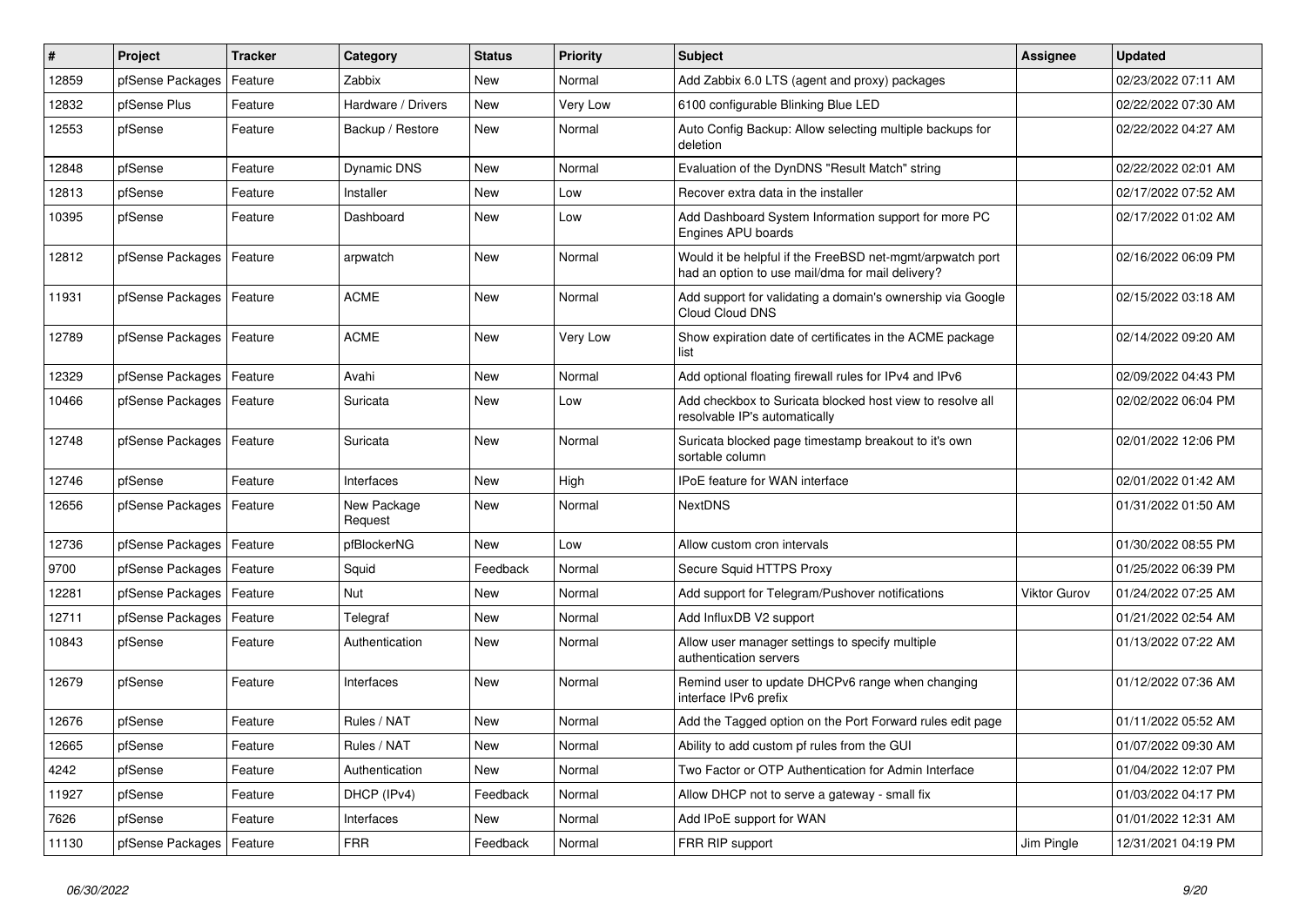| # | Project | Tracker | Category | Status | Priority | Subject | Assignee | Updated |
|---|---|---|---|---|---|---|---|---|
| 12859 | pfSense Packages | Feature | Zabbix | New | Normal | Add Zabbix 6.0 LTS (agent and proxy) packages | | 02/23/2022 07:11 AM |
| 12832 | pfSense Plus | Feature | Hardware / Drivers | New | Very Low | 6100 configurable Blinking Blue LED | | 02/22/2022 07:30 AM |
| 12553 | pfSense | Feature | Backup / Restore | New | Normal | Auto Config Backup: Allow selecting multiple backups for deletion | | 02/22/2022 04:27 AM |
| 12848 | pfSense | Feature | Dynamic DNS | New | Normal | Evaluation of the DynDNS "Result Match" string | | 02/22/2022 02:01 AM |
| 12813 | pfSense | Feature | Installer | New | Low | Recover extra data in the installer | | 02/17/2022 07:52 AM |
| 10395 | pfSense | Feature | Dashboard | New | Low | Add Dashboard System Information support for more PC Engines APU boards | | 02/17/2022 01:02 AM |
| 12812 | pfSense Packages | Feature | arpwatch | New | Normal | Would it be helpful if the FreeBSD net-mgmt/arpwatch port had an option to use mail/dma for mail delivery? | | 02/16/2022 06:09 PM |
| 11931 | pfSense Packages | Feature | ACME | New | Normal | Add support for validating a domain's ownership via Google Cloud Cloud DNS | | 02/15/2022 03:18 AM |
| 12789 | pfSense Packages | Feature | ACME | New | Very Low | Show expiration date of certificates in the ACME package list | | 02/14/2022 09:20 AM |
| 12329 | pfSense Packages | Feature | Avahi | New | Normal | Add optional floating firewall rules for IPv4 and IPv6 | | 02/09/2022 04:43 PM |
| 10466 | pfSense Packages | Feature | Suricata | New | Low | Add checkbox to Suricata blocked host view to resolve all resolvable IP's automatically | | 02/02/2022 06:04 PM |
| 12748 | pfSense Packages | Feature | Suricata | New | Normal | Suricata blocked page timestamp breakout to it's own sortable column | | 02/01/2022 12:06 PM |
| 12746 | pfSense | Feature | Interfaces | New | High | IPoE feature for WAN interface | | 02/01/2022 01:42 AM |
| 12656 | pfSense Packages | Feature | New Package Request | New | Normal | NextDNS | | 01/31/2022 01:50 AM |
| 12736 | pfSense Packages | Feature | pfBlockerNG | New | Low | Allow custom cron intervals | | 01/30/2022 08:55 PM |
| 9700 | pfSense Packages | Feature | Squid | Feedback | Normal | Secure Squid HTTPS Proxy | | 01/25/2022 06:39 PM |
| 12281 | pfSense Packages | Feature | Nut | New | Normal | Add support for Telegram/Pushover notifications | Viktor Gurov | 01/24/2022 07:25 AM |
| 12711 | pfSense Packages | Feature | Telegraf | New | Normal | Add InfluxDB V2 support | | 01/21/2022 02:54 AM |
| 10843 | pfSense | Feature | Authentication | New | Normal | Allow user manager settings to specify multiple authentication servers | | 01/13/2022 07:22 AM |
| 12679 | pfSense | Feature | Interfaces | New | Normal | Remind user to update DHCPv6 range when changing interface IPv6 prefix | | 01/12/2022 07:36 AM |
| 12676 | pfSense | Feature | Rules / NAT | New | Normal | Add the Tagged option on the Port Forward rules edit page | | 01/11/2022 05:52 AM |
| 12665 | pfSense | Feature | Rules / NAT | New | Normal | Ability to add custom pf rules from the GUI | | 01/07/2022 09:30 AM |
| 4242 | pfSense | Feature | Authentication | New | Normal | Two Factor or OTP Authentication for Admin Interface | | 01/04/2022 12:07 PM |
| 11927 | pfSense | Feature | DHCP (IPv4) | Feedback | Normal | Allow DHCP not to serve a gateway - small fix | | 01/03/2022 04:17 PM |
| 7626 | pfSense | Feature | Interfaces | New | Normal | Add IPoE support for WAN | | 01/01/2022 12:31 AM |
| 11130 | pfSense Packages | Feature | FRR | Feedback | Normal | FRR RIP support | Jim Pingle | 12/31/2021 04:19 PM |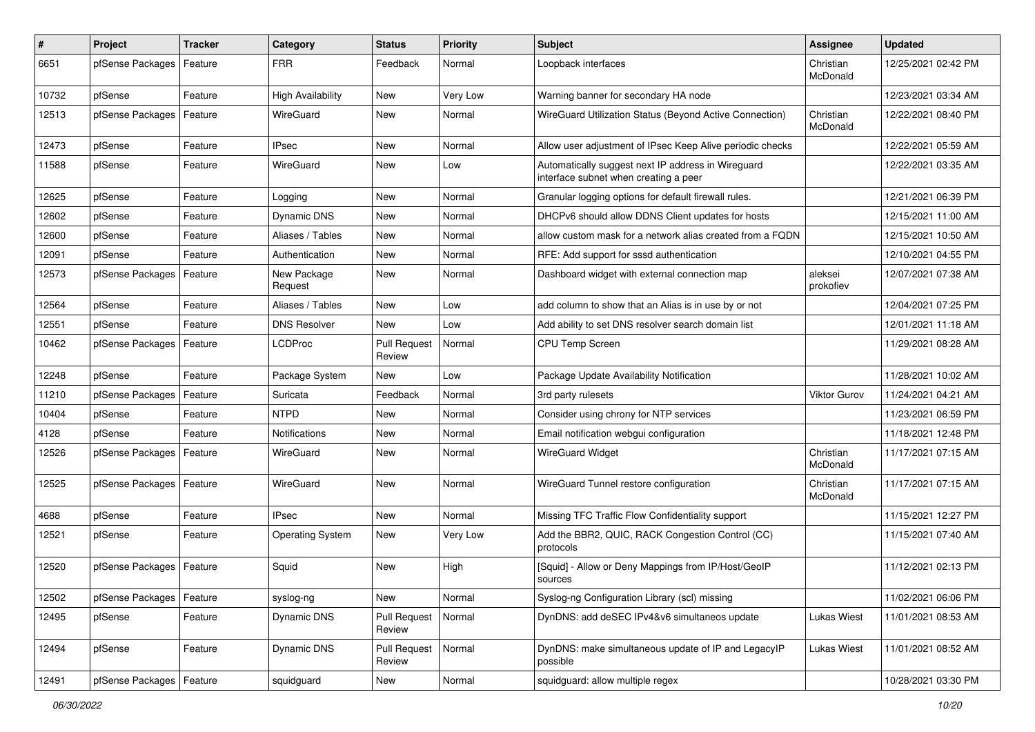| # | Project | Tracker | Category | Status | Priority | Subject | Assignee | Updated |
|---|---|---|---|---|---|---|---|---|
| 6651 | pfSense Packages | Feature | FRR | Feedback | Normal | Loopback interfaces | Christian McDonald | 12/25/2021 02:42 PM |
| 10732 | pfSense | Feature | High Availability | New | Very Low | Warning banner for secondary HA node | | 12/23/2021 03:34 AM |
| 12513 | pfSense Packages | Feature | WireGuard | New | Normal | WireGuard Utilization Status (Beyond Active Connection) | Christian McDonald | 12/22/2021 08:40 PM |
| 12473 | pfSense | Feature | IPsec | New | Normal | Allow user adjustment of IPsec Keep Alive periodic checks | | 12/22/2021 05:59 AM |
| 11588 | pfSense | Feature | WireGuard | New | Low | Automatically suggest next IP address in Wireguard interface subnet when creating a peer | | 12/22/2021 03:35 AM |
| 12625 | pfSense | Feature | Logging | New | Normal | Granular logging options for default firewall rules. | | 12/21/2021 06:39 PM |
| 12602 | pfSense | Feature | Dynamic DNS | New | Normal | DHCPv6 should allow DDNS Client updates for hosts | | 12/15/2021 11:00 AM |
| 12600 | pfSense | Feature | Aliases / Tables | New | Normal | allow custom mask for a network alias created from a FQDN | | 12/15/2021 10:50 AM |
| 12091 | pfSense | Feature | Authentication | New | Normal | RFE: Add support for sssd authentication | | 12/10/2021 04:55 PM |
| 12573 | pfSense Packages | Feature | New Package Request | New | Normal | Dashboard widget with external connection map | aleksei prokofiev | 12/07/2021 07:38 AM |
| 12564 | pfSense | Feature | Aliases / Tables | New | Low | add column to show that an Alias is in use by or not | | 12/04/2021 07:25 PM |
| 12551 | pfSense | Feature | DNS Resolver | New | Low | Add ability to set DNS resolver search domain list | | 12/01/2021 11:18 AM |
| 10462 | pfSense Packages | Feature | LCDProc | Pull Request Review | Normal | CPU Temp Screen | | 11/29/2021 08:28 AM |
| 12248 | pfSense | Feature | Package System | New | Low | Package Update Availability Notification | | 11/28/2021 10:02 AM |
| 11210 | pfSense Packages | Feature | Suricata | Feedback | Normal | 3rd party rulesets | Viktor Gurov | 11/24/2021 04:21 AM |
| 10404 | pfSense | Feature | NTPD | New | Normal | Consider using chrony for NTP services | | 11/23/2021 06:59 PM |
| 4128 | pfSense | Feature | Notifications | New | Normal | Email notification webgui configuration | | 11/18/2021 12:48 PM |
| 12526 | pfSense Packages | Feature | WireGuard | New | Normal | WireGuard Widget | Christian McDonald | 11/17/2021 07:15 AM |
| 12525 | pfSense Packages | Feature | WireGuard | New | Normal | WireGuard Tunnel restore configuration | Christian McDonald | 11/17/2021 07:15 AM |
| 4688 | pfSense | Feature | IPsec | New | Normal | Missing TFC Traffic Flow Confidentiality support | | 11/15/2021 12:27 PM |
| 12521 | pfSense | Feature | Operating System | New | Very Low | Add the BBR2, QUIC, RACK Congestion Control (CC) protocols | | 11/15/2021 07:40 AM |
| 12520 | pfSense Packages | Feature | Squid | New | High | [Squid] - Allow or Deny Mappings from IP/Host/GeoIP sources | | 11/12/2021 02:13 PM |
| 12502 | pfSense Packages | Feature | syslog-ng | New | Normal | Syslog-ng Configuration Library (scl) missing | | 11/02/2021 06:06 PM |
| 12495 | pfSense | Feature | Dynamic DNS | Pull Request Review | Normal | DynDNS: add deSEC IPv4&v6 simultaneos update | Lukas Wiest | 11/01/2021 08:53 AM |
| 12494 | pfSense | Feature | Dynamic DNS | Pull Request Review | Normal | DynDNS: make simultaneous update of IP and LegacyIP possible | Lukas Wiest | 11/01/2021 08:52 AM |
| 12491 | pfSense Packages | Feature | squidguard | New | Normal | squidguard: allow multiple regex | | 10/28/2021 03:30 PM |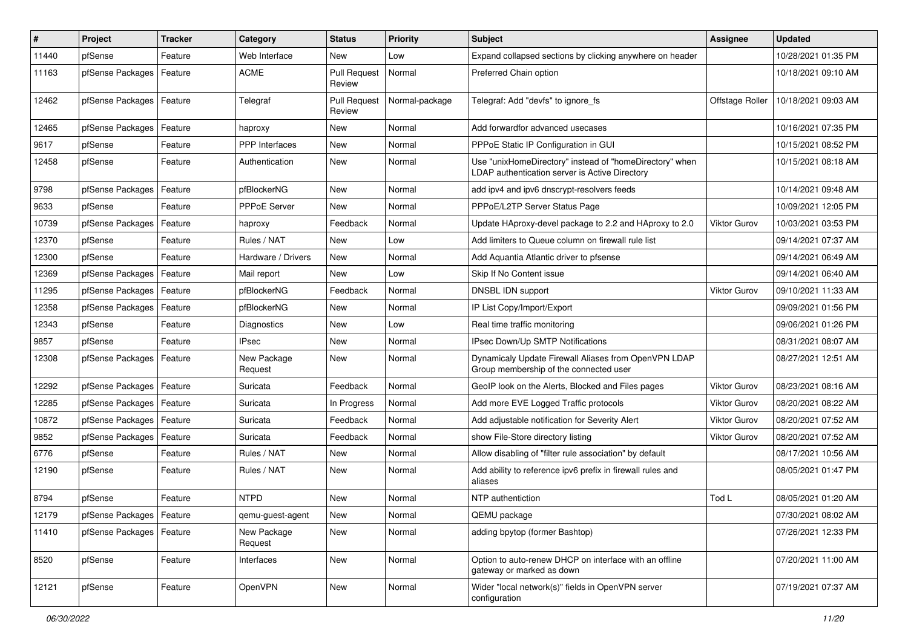| # | Project | Tracker | Category | Status | Priority | Subject | Assignee | Updated |
|---|---|---|---|---|---|---|---|---|
| 11440 | pfSense | Feature | Web Interface | New | Low | Expand collapsed sections by clicking anywhere on header | | 10/28/2021 01:35 PM |
| 11163 | pfSense Packages | Feature | ACME | Pull Request Review | Normal | Preferred Chain option | | 10/18/2021 09:10 AM |
| 12462 | pfSense Packages | Feature | Telegraf | Pull Request Review | Normal-package | Telegraf: Add "devfs" to ignore_fs | Offstage Roller | 10/18/2021 09:03 AM |
| 12465 | pfSense Packages | Feature | haproxy | New | Normal | Add forwardfor advanced usecases | | 10/16/2021 07:35 PM |
| 9617 | pfSense | Feature | PPP Interfaces | New | Normal | PPPoE Static IP Configuration in GUI | | 10/15/2021 08:52 PM |
| 12458 | pfSense | Feature | Authentication | New | Normal | Use "unixHomeDirectory" instead of "homeDirectory" when LDAP authentication server is Active Directory | | 10/15/2021 08:18 AM |
| 9798 | pfSense Packages | Feature | pfBlockerNG | New | Normal | add ipv4 and ipv6 dnscrypt-resolvers feeds | | 10/14/2021 09:48 AM |
| 9633 | pfSense | Feature | PPPoE Server | New | Normal | PPPoE/L2TP Server Status Page | | 10/09/2021 12:05 PM |
| 10739 | pfSense Packages | Feature | haproxy | Feedback | Normal | Update HAproxy-devel package to 2.2 and HAproxy to 2.0 | Viktor Gurov | 10/03/2021 03:53 PM |
| 12370 | pfSense | Feature | Rules / NAT | New | Low | Add limiters to Queue column on firewall rule list | | 09/14/2021 07:37 AM |
| 12300 | pfSense | Feature | Hardware / Drivers | New | Normal | Add Aquantia Atlantic driver to pfsense | | 09/14/2021 06:49 AM |
| 12369 | pfSense Packages | Feature | Mail report | New | Low | Skip If No Content issue | | 09/14/2021 06:40 AM |
| 11295 | pfSense Packages | Feature | pfBlockerNG | Feedback | Normal | DNSBL IDN support | Viktor Gurov | 09/10/2021 11:33 AM |
| 12358 | pfSense Packages | Feature | pfBlockerNG | New | Normal | IP List Copy/Import/Export | | 09/09/2021 01:56 PM |
| 12343 | pfSense | Feature | Diagnostics | New | Low | Real time traffic monitoring | | 09/06/2021 01:26 PM |
| 9857 | pfSense | Feature | IPsec | New | Normal | IPsec Down/Up SMTP Notifications | | 08/31/2021 08:07 AM |
| 12308 | pfSense Packages | Feature | New Package Request | New | Normal | Dynamicaly Update Firewall Aliases from OpenVPN LDAP Group membership of the connected user | | 08/27/2021 12:51 AM |
| 12292 | pfSense Packages | Feature | Suricata | Feedback | Normal | GeoIP look on the Alerts, Blocked and Files pages | Viktor Gurov | 08/23/2021 08:16 AM |
| 12285 | pfSense Packages | Feature | Suricata | In Progress | Normal | Add more EVE Logged Traffic protocols | Viktor Gurov | 08/20/2021 08:22 AM |
| 10872 | pfSense Packages | Feature | Suricata | Feedback | Normal | Add adjustable notification for Severity Alert | Viktor Gurov | 08/20/2021 07:52 AM |
| 9852 | pfSense Packages | Feature | Suricata | Feedback | Normal | show File-Store directory listing | Viktor Gurov | 08/20/2021 07:52 AM |
| 6776 | pfSense | Feature | Rules / NAT | New | Normal | Allow disabling of "filter rule association" by default | | 08/17/2021 10:56 AM |
| 12190 | pfSense | Feature | Rules / NAT | New | Normal | Add ability to reference ipv6 prefix in firewall rules and aliases | | 08/05/2021 01:47 PM |
| 8794 | pfSense | Feature | NTPD | New | Normal | NTP authentiction | Tod L | 08/05/2021 01:20 AM |
| 12179 | pfSense Packages | Feature | qemu-guest-agent | New | Normal | QEMU package | | 07/30/2021 08:02 AM |
| 11410 | pfSense Packages | Feature | New Package Request | New | Normal | adding bpytop (former Bashtop) | | 07/26/2021 12:33 PM |
| 8520 | pfSense | Feature | Interfaces | New | Normal | Option to auto-renew DHCP on interface with an offline gateway or marked as down | | 07/20/2021 11:00 AM |
| 12121 | pfSense | Feature | OpenVPN | New | Normal | Wider "local network(s)" fields in OpenVPN server configuration | | 07/19/2021 07:37 AM |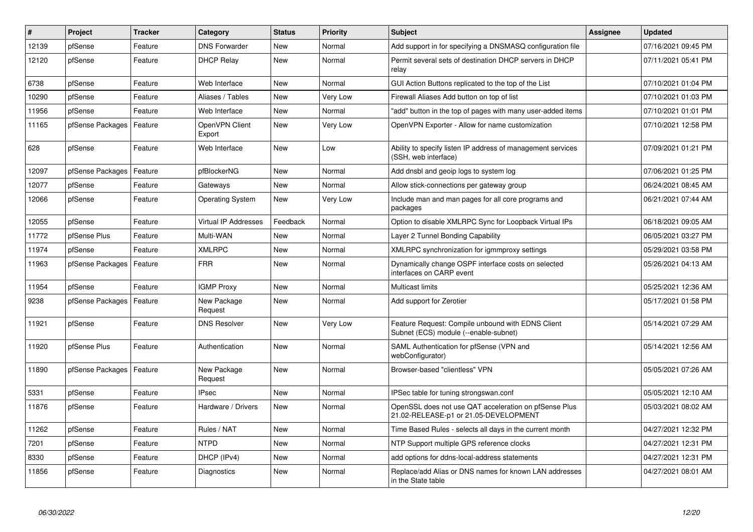| # | Project | Tracker | Category | Status | Priority | Subject | Assignee | Updated |
|---|---|---|---|---|---|---|---|---|
| 12139 | pfSense | Feature | DNS Forwarder | New | Normal | Add support in for specifying a DNSMASQ configuration file | | 07/16/2021 09:45 PM |
| 12120 | pfSense | Feature | DHCP Relay | New | Normal | Permit several sets of destination DHCP servers in DHCP relay | | 07/11/2021 05:41 PM |
| 6738 | pfSense | Feature | Web Interface | New | Normal | GUI Action Buttons replicated to the top of the List | | 07/10/2021 01:04 PM |
| 10290 | pfSense | Feature | Aliases / Tables | New | Very Low | Firewall Aliases Add button on top of list | | 07/10/2021 01:03 PM |
| 11956 | pfSense | Feature | Web Interface | New | Normal | "add" button in the top of pages with many user-added items | | 07/10/2021 01:01 PM |
| 11165 | pfSense Packages | Feature | OpenVPN Client Export | New | Very Low | OpenVPN Exporter - Allow for name customization | | 07/10/2021 12:58 PM |
| 628 | pfSense | Feature | Web Interface | New | Low | Ability to specify listen IP address of management services (SSH, web interface) | | 07/09/2021 01:21 PM |
| 12097 | pfSense Packages | Feature | pfBlockerNG | New | Normal | Add dnsbl and geoip logs to system log | | 07/06/2021 01:25 PM |
| 12077 | pfSense | Feature | Gateways | New | Normal | Allow stick-connections per gateway group | | 06/24/2021 08:45 AM |
| 12066 | pfSense | Feature | Operating System | New | Very Low | Include man and man pages for all core programs and packages | | 06/21/2021 07:44 AM |
| 12055 | pfSense | Feature | Virtual IP Addresses | Feedback | Normal | Option to disable XMLRPC Sync for Loopback Virtual IPs | | 06/18/2021 09:05 AM |
| 11772 | pfSense Plus | Feature | Multi-WAN | New | Normal | Layer 2 Tunnel Bonding Capability | | 06/05/2021 03:27 PM |
| 11974 | pfSense | Feature | XMLRPC | New | Normal | XMLRPC synchronization for igmmproxy settings | | 05/29/2021 03:58 PM |
| 11963 | pfSense Packages | Feature | FRR | New | Normal | Dynamically change OSPF interface costs on selected interfaces on CARP event | | 05/26/2021 04:13 AM |
| 11954 | pfSense | Feature | IGMP Proxy | New | Normal | Multicast limits | | 05/25/2021 12:36 AM |
| 9238 | pfSense Packages | Feature | New Package Request | New | Normal | Add support for Zerotier | | 05/17/2021 01:58 PM |
| 11921 | pfSense | Feature | DNS Resolver | New | Very Low | Feature Request: Compile unbound with EDNS Client Subnet (ECS) module (--enable-subnet) | | 05/14/2021 07:29 AM |
| 11920 | pfSense Plus | Feature | Authentication | New | Normal | SAML Authentication for pfSense (VPN and webConfigurator) | | 05/14/2021 12:56 AM |
| 11890 | pfSense Packages | Feature | New Package Request | New | Normal | Browser-based "clientless" VPN | | 05/05/2021 07:26 AM |
| 5331 | pfSense | Feature | IPsec | New | Normal | IPSec table for tuning strongswan.conf | | 05/05/2021 12:10 AM |
| 11876 | pfSense | Feature | Hardware / Drivers | New | Normal | OpenSSL does not use QAT acceleration on pfSense Plus 21.02-RELEASE-p1 or 21.05-DEVELOPMENT | | 05/03/2021 08:02 AM |
| 11262 | pfSense | Feature | Rules / NAT | New | Normal | Time Based Rules - selects all days in the current month | | 04/27/2021 12:32 PM |
| 7201 | pfSense | Feature | NTPD | New | Normal | NTP Support multiple GPS reference clocks | | 04/27/2021 12:31 PM |
| 8330 | pfSense | Feature | DHCP (IPv4) | New | Normal | add options for ddns-local-address statements | | 04/27/2021 12:31 PM |
| 11856 | pfSense | Feature | Diagnostics | New | Normal | Replace/add Alias or DNS names for known LAN addresses in the State table | | 04/27/2021 08:01 AM |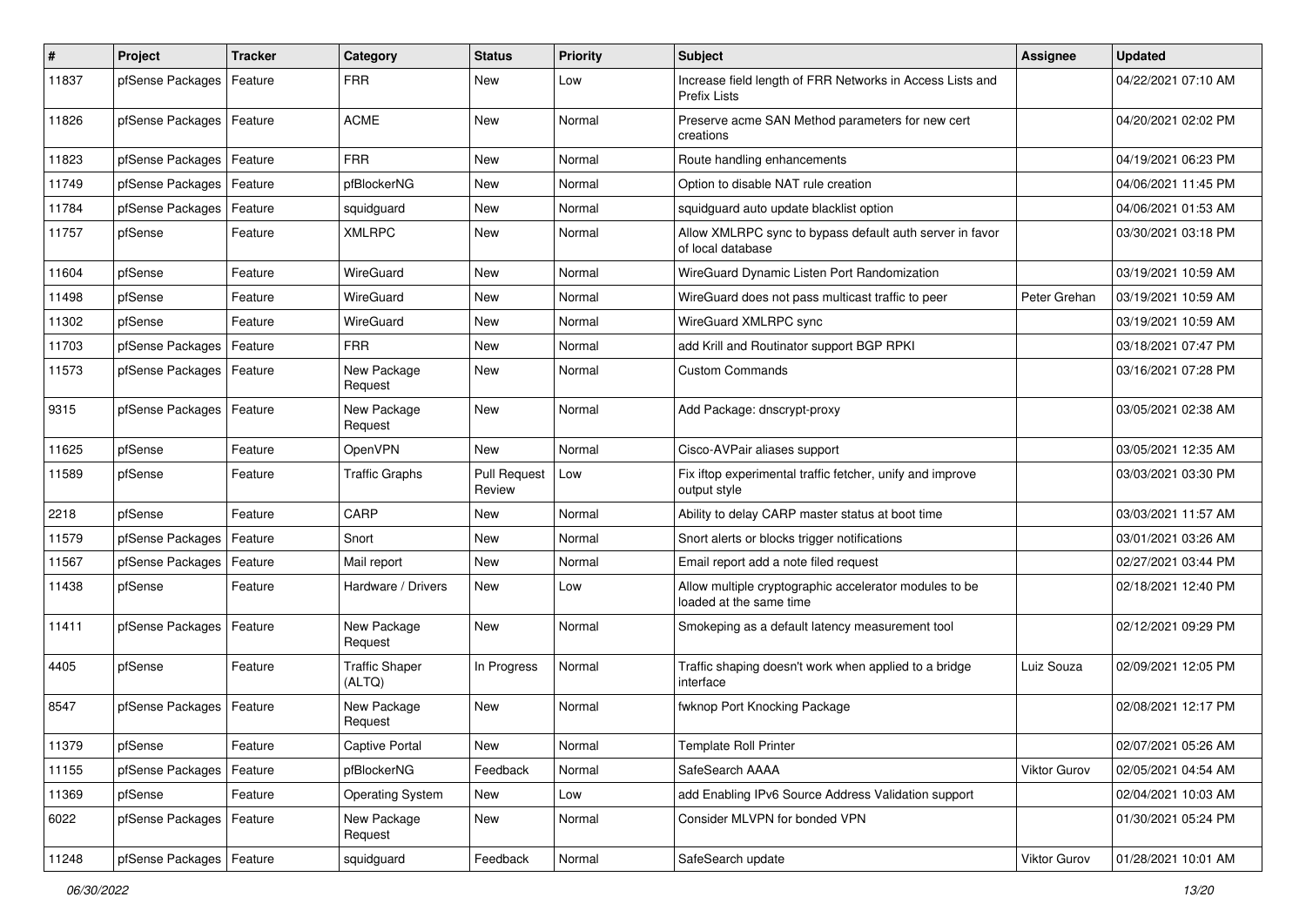| # | Project | Tracker | Category | Status | Priority | Subject | Assignee | Updated |
|---|---|---|---|---|---|---|---|---|
| 11837 | pfSense Packages | Feature | FRR | New | Low | Increase field length of FRR Networks in Access Lists and Prefix Lists | | 04/22/2021 07:10 AM |
| 11826 | pfSense Packages | Feature | ACME | New | Normal | Preserve acme SAN Method parameters for new cert creations | | 04/20/2021 02:02 PM |
| 11823 | pfSense Packages | Feature | FRR | New | Normal | Route handling enhancements | | 04/19/2021 06:23 PM |
| 11749 | pfSense Packages | Feature | pfBlockerNG | New | Normal | Option to disable NAT rule creation | | 04/06/2021 11:45 PM |
| 11784 | pfSense Packages | Feature | squidguard | New | Normal | squidguard auto update blacklist option | | 04/06/2021 01:53 AM |
| 11757 | pfSense | Feature | XMLRPC | New | Normal | Allow XMLRPC sync to bypass default auth server in favor of local database | | 03/30/2021 03:18 PM |
| 11604 | pfSense | Feature | WireGuard | New | Normal | WireGuard Dynamic Listen Port Randomization | | 03/19/2021 10:59 AM |
| 11498 | pfSense | Feature | WireGuard | New | Normal | WireGuard does not pass multicast traffic to peer | Peter Grehan | 03/19/2021 10:59 AM |
| 11302 | pfSense | Feature | WireGuard | New | Normal | WireGuard XMLRPC sync | | 03/19/2021 10:59 AM |
| 11703 | pfSense Packages | Feature | FRR | New | Normal | add Krill and Routinator support BGP RPKI | | 03/18/2021 07:47 PM |
| 11573 | pfSense Packages | Feature | New Package Request | New | Normal | Custom Commands | | 03/16/2021 07:28 PM |
| 9315 | pfSense Packages | Feature | New Package Request | New | Normal | Add Package: dnscrypt-proxy | | 03/05/2021 02:38 AM |
| 11625 | pfSense | Feature | OpenVPN | New | Normal | Cisco-AVPair aliases support | | 03/05/2021 12:35 AM |
| 11589 | pfSense | Feature | Traffic Graphs | Pull Request Review | Low | Fix iftop experimental traffic fetcher, unify and improve output style | | 03/03/2021 03:30 PM |
| 2218 | pfSense | Feature | CARP | New | Normal | Ability to delay CARP master status at boot time | | 03/03/2021 11:57 AM |
| 11579 | pfSense Packages | Feature | Snort | New | Normal | Snort alerts or blocks trigger notifications | | 03/01/2021 03:26 AM |
| 11567 | pfSense Packages | Feature | Mail report | New | Normal | Email report add a note filed request | | 02/27/2021 03:44 PM |
| 11438 | pfSense | Feature | Hardware / Drivers | New | Low | Allow multiple cryptographic accelerator modules to be loaded at the same time | | 02/18/2021 12:40 PM |
| 11411 | pfSense Packages | Feature | New Package Request | New | Normal | Smokeping as a default latency measurement tool | | 02/12/2021 09:29 PM |
| 4405 | pfSense | Feature | Traffic Shaper (ALTQ) | In Progress | Normal | Traffic shaping doesn't work when applied to a bridge interface | Luiz Souza | 02/09/2021 12:05 PM |
| 8547 | pfSense Packages | Feature | New Package Request | New | Normal | fwknop Port Knocking Package | | 02/08/2021 12:17 PM |
| 11379 | pfSense | Feature | Captive Portal | New | Normal | Template Roll Printer | | 02/07/2021 05:26 AM |
| 11155 | pfSense Packages | Feature | pfBlockerNG | Feedback | Normal | SafeSearch AAAA | Viktor Gurov | 02/05/2021 04:54 AM |
| 11369 | pfSense | Feature | Operating System | New | Low | add Enabling IPv6 Source Address Validation support | | 02/04/2021 10:03 AM |
| 6022 | pfSense Packages | Feature | New Package Request | New | Normal | Consider MLVPN for bonded VPN | | 01/30/2021 05:24 PM |
| 11248 | pfSense Packages | Feature | squidguard | Feedback | Normal | SafeSearch update | Viktor Gurov | 01/28/2021 10:01 AM |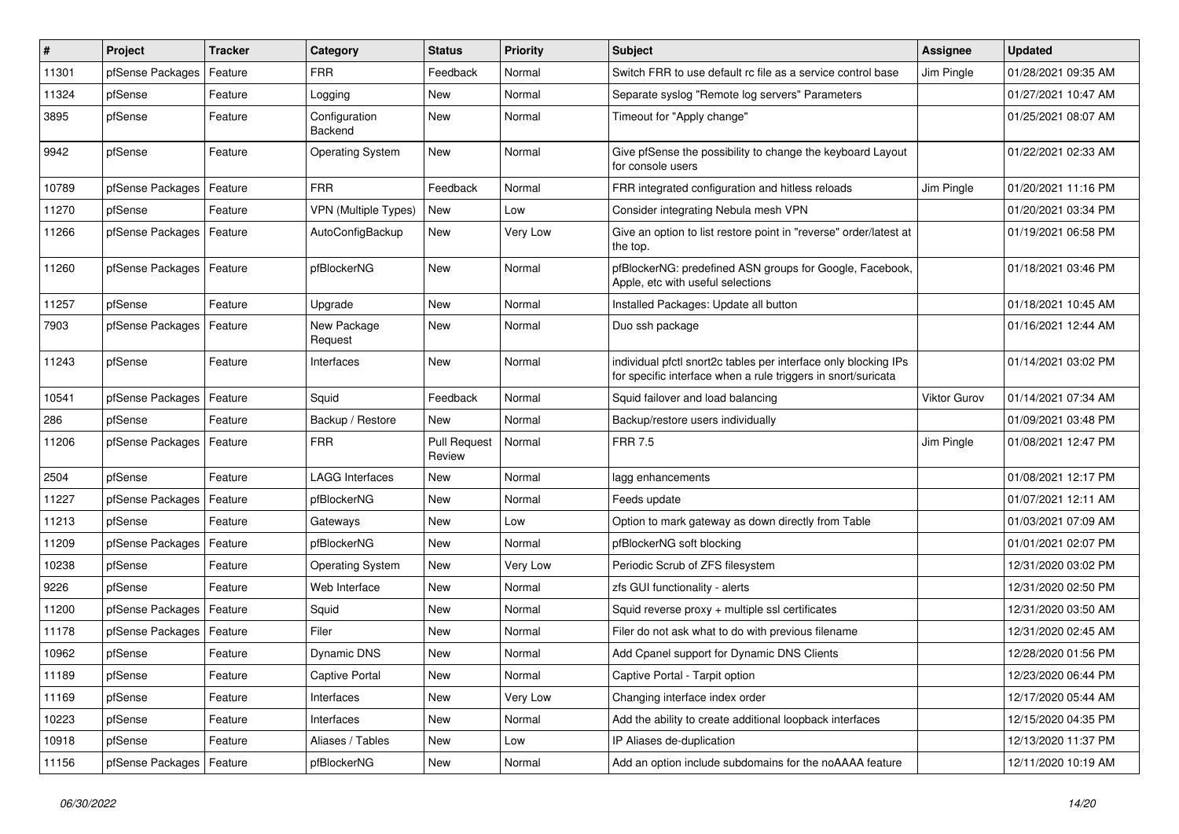| # | Project | Tracker | Category | Status | Priority | Subject | Assignee | Updated |
|---|---|---|---|---|---|---|---|---|
| 11301 | pfSense Packages | Feature | FRR | Feedback | Normal | Switch FRR to use default rc file as a service control base | Jim Pingle | 01/28/2021 09:35 AM |
| 11324 | pfSense | Feature | Logging | New | Normal | Separate syslog "Remote log servers" Parameters | | 01/27/2021 10:47 AM |
| 3895 | pfSense | Feature | Configuration Backend | New | Normal | Timeout for "Apply change" | | 01/25/2021 08:07 AM |
| 9942 | pfSense | Feature | Operating System | New | Normal | Give pfSense the possibility to change the keyboard Layout for console users | | 01/22/2021 02:33 AM |
| 10789 | pfSense Packages | Feature | FRR | Feedback | Normal | FRR integrated configuration and hitless reloads | Jim Pingle | 01/20/2021 11:16 PM |
| 11270 | pfSense | Feature | VPN (Multiple Types) | New | Low | Consider integrating Nebula mesh VPN | | 01/20/2021 03:34 PM |
| 11266 | pfSense Packages | Feature | AutoConfigBackup | New | Very Low | Give an option to list restore point in "reverse" order/latest at the top. | | 01/19/2021 06:58 PM |
| 11260 | pfSense Packages | Feature | pfBlockerNG | New | Normal | pfBlockerNG: predefined ASN groups for Google, Facebook, Apple, etc with useful selections | | 01/18/2021 03:46 PM |
| 11257 | pfSense | Feature | Upgrade | New | Normal | Installed Packages: Update all button | | 01/18/2021 10:45 AM |
| 7903 | pfSense Packages | Feature | New Package Request | New | Normal | Duo ssh package | | 01/16/2021 12:44 AM |
| 11243 | pfSense | Feature | Interfaces | New | Normal | individual pfctl snort2c tables per interface only blocking IPs for specific interface when a rule triggers in snort/suricata | | 01/14/2021 03:02 PM |
| 10541 | pfSense Packages | Feature | Squid | Feedback | Normal | Squid failover and load balancing | Viktor Gurov | 01/14/2021 07:34 AM |
| 286 | pfSense | Feature | Backup / Restore | New | Normal | Backup/restore users individually | | 01/09/2021 03:48 PM |
| 11206 | pfSense Packages | Feature | FRR | Pull Request Review | Normal | FRR 7.5 | Jim Pingle | 01/08/2021 12:47 PM |
| 2504 | pfSense | Feature | LAGG Interfaces | New | Normal | lagg enhancements | | 01/08/2021 12:17 PM |
| 11227 | pfSense Packages | Feature | pfBlockerNG | New | Normal | Feeds update | | 01/07/2021 12:11 AM |
| 11213 | pfSense | Feature | Gateways | New | Low | Option to mark gateway as down directly from Table | | 01/03/2021 07:09 AM |
| 11209 | pfSense Packages | Feature | pfBlockerNG | New | Normal | pfBlockerNG soft blocking | | 01/01/2021 02:07 PM |
| 10238 | pfSense | Feature | Operating System | New | Very Low | Periodic Scrub of ZFS filesystem | | 12/31/2020 03:02 PM |
| 9226 | pfSense | Feature | Web Interface | New | Normal | zfs GUI functionality - alerts | | 12/31/2020 02:50 PM |
| 11200 | pfSense Packages | Feature | Squid | New | Normal | Squid reverse proxy + multiple ssl certificates | | 12/31/2020 03:50 AM |
| 11178 | pfSense Packages | Feature | Filer | New | Normal | Filer do not ask what to do with previous filename | | 12/31/2020 02:45 AM |
| 10962 | pfSense | Feature | Dynamic DNS | New | Normal | Add Cpanel support for Dynamic DNS Clients | | 12/28/2020 01:56 PM |
| 11189 | pfSense | Feature | Captive Portal | New | Normal | Captive Portal - Tarpit option | | 12/23/2020 06:44 PM |
| 11169 | pfSense | Feature | Interfaces | New | Very Low | Changing interface index order | | 12/17/2020 05:44 AM |
| 10223 | pfSense | Feature | Interfaces | New | Normal | Add the ability to create additional loopback interfaces | | 12/15/2020 04:35 PM |
| 10918 | pfSense | Feature | Aliases / Tables | New | Low | IP Aliases de-duplication | | 12/13/2020 11:37 PM |
| 11156 | pfSense Packages | Feature | pfBlockerNG | New | Normal | Add an option include subdomains for the noAAAA feature | | 12/11/2020 10:19 AM |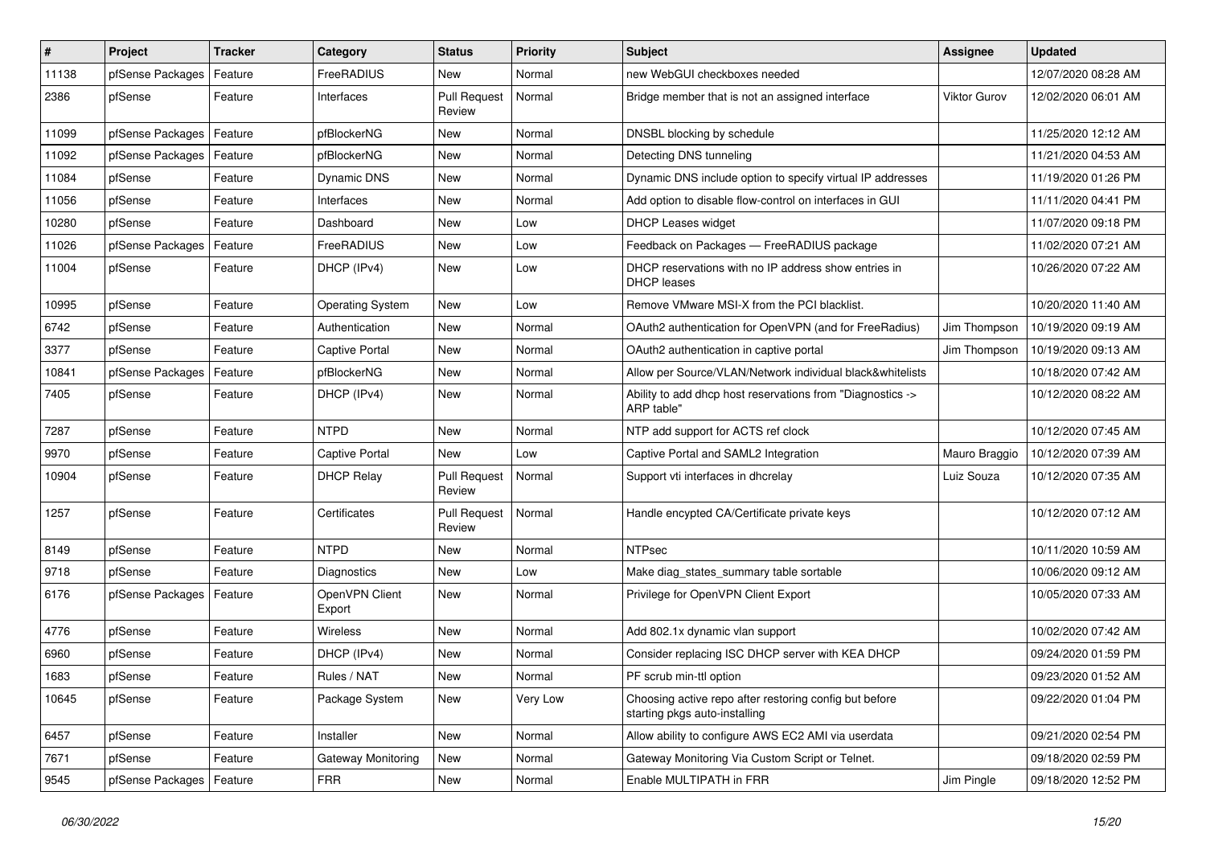| # | Project | Tracker | Category | Status | Priority | Subject | Assignee | Updated |
|---|---|---|---|---|---|---|---|---|
| 11138 | pfSense Packages | Feature | FreeRADIUS | New | Normal | new WebGUI checkboxes needed | | 12/07/2020 08:28 AM |
| 2386 | pfSense | Feature | Interfaces | Pull Request Review | Normal | Bridge member that is not an assigned interface | Viktor Gurov | 12/02/2020 06:01 AM |
| 11099 | pfSense Packages | Feature | pfBlockerNG | New | Normal | DNSBL blocking by schedule | | 11/25/2020 12:12 AM |
| 11092 | pfSense Packages | Feature | pfBlockerNG | New | Normal | Detecting DNS tunneling | | 11/21/2020 04:53 AM |
| 11084 | pfSense | Feature | Dynamic DNS | New | Normal | Dynamic DNS include option to specify virtual IP addresses | | 11/19/2020 01:26 PM |
| 11056 | pfSense | Feature | Interfaces | New | Normal | Add option to disable flow-control on interfaces in GUI | | 11/11/2020 04:41 PM |
| 10280 | pfSense | Feature | Dashboard | New | Low | DHCP Leases widget | | 11/07/2020 09:18 PM |
| 11026 | pfSense Packages | Feature | FreeRADIUS | New | Low | Feedback on Packages — FreeRADIUS package | | 11/02/2020 07:21 AM |
| 11004 | pfSense | Feature | DHCP (IPv4) | New | Low | DHCP reservations with no IP address show entries in DHCP leases | | 10/26/2020 07:22 AM |
| 10995 | pfSense | Feature | Operating System | New | Low | Remove VMware MSI-X from the PCI blacklist. | | 10/20/2020 11:40 AM |
| 6742 | pfSense | Feature | Authentication | New | Normal | OAuth2 authentication for OpenVPN (and for FreeRadius) | Jim Thompson | 10/19/2020 09:19 AM |
| 3377 | pfSense | Feature | Captive Portal | New | Normal | OAuth2 authentication in captive portal | Jim Thompson | 10/19/2020 09:13 AM |
| 10841 | pfSense Packages | Feature | pfBlockerNG | New | Normal | Allow per Source/VLAN/Network individual black&whitelists | | 10/18/2020 07:42 AM |
| 7405 | pfSense | Feature | DHCP (IPv4) | New | Normal | Ability to add dhcp host reservations from "Diagnostics -> ARP table" | | 10/12/2020 08:22 AM |
| 7287 | pfSense | Feature | NTPD | New | Normal | NTP add support for ACTS ref clock | | 10/12/2020 07:45 AM |
| 9970 | pfSense | Feature | Captive Portal | New | Low | Captive Portal and SAML2 Integration | Mauro Braggio | 10/12/2020 07:39 AM |
| 10904 | pfSense | Feature | DHCP Relay | Pull Request Review | Normal | Support vti interfaces in dhcrelay | Luiz Souza | 10/12/2020 07:35 AM |
| 1257 | pfSense | Feature | Certificates | Pull Request Review | Normal | Handle encypted CA/Certificate private keys | | 10/12/2020 07:12 AM |
| 8149 | pfSense | Feature | NTPD | New | Normal | NTPsec | | 10/11/2020 10:59 AM |
| 9718 | pfSense | Feature | Diagnostics | New | Low | Make diag_states_summary table sortable | | 10/06/2020 09:12 AM |
| 6176 | pfSense Packages | Feature | OpenVPN Client Export | New | Normal | Privilege for OpenVPN Client Export | | 10/05/2020 07:33 AM |
| 4776 | pfSense | Feature | Wireless | New | Normal | Add 802.1x dynamic vlan support | | 10/02/2020 07:42 AM |
| 6960 | pfSense | Feature | DHCP (IPv4) | New | Normal | Consider replacing ISC DHCP server with KEA DHCP | | 09/24/2020 01:59 PM |
| 1683 | pfSense | Feature | Rules / NAT | New | Normal | PF scrub min-ttl option | | 09/23/2020 01:52 AM |
| 10645 | pfSense | Feature | Package System | New | Very Low | Choosing active repo after restoring config but before starting pkgs auto-installing | | 09/22/2020 01:04 PM |
| 6457 | pfSense | Feature | Installer | New | Normal | Allow ability to configure AWS EC2 AMI via userdata | | 09/21/2020 02:54 PM |
| 7671 | pfSense | Feature | Gateway Monitoring | New | Normal | Gateway Monitoring Via Custom Script or Telnet. | | 09/18/2020 02:59 PM |
| 9545 | pfSense Packages | Feature | FRR | New | Normal | Enable MULTIPATH in FRR | Jim Pingle | 09/18/2020 12:52 PM |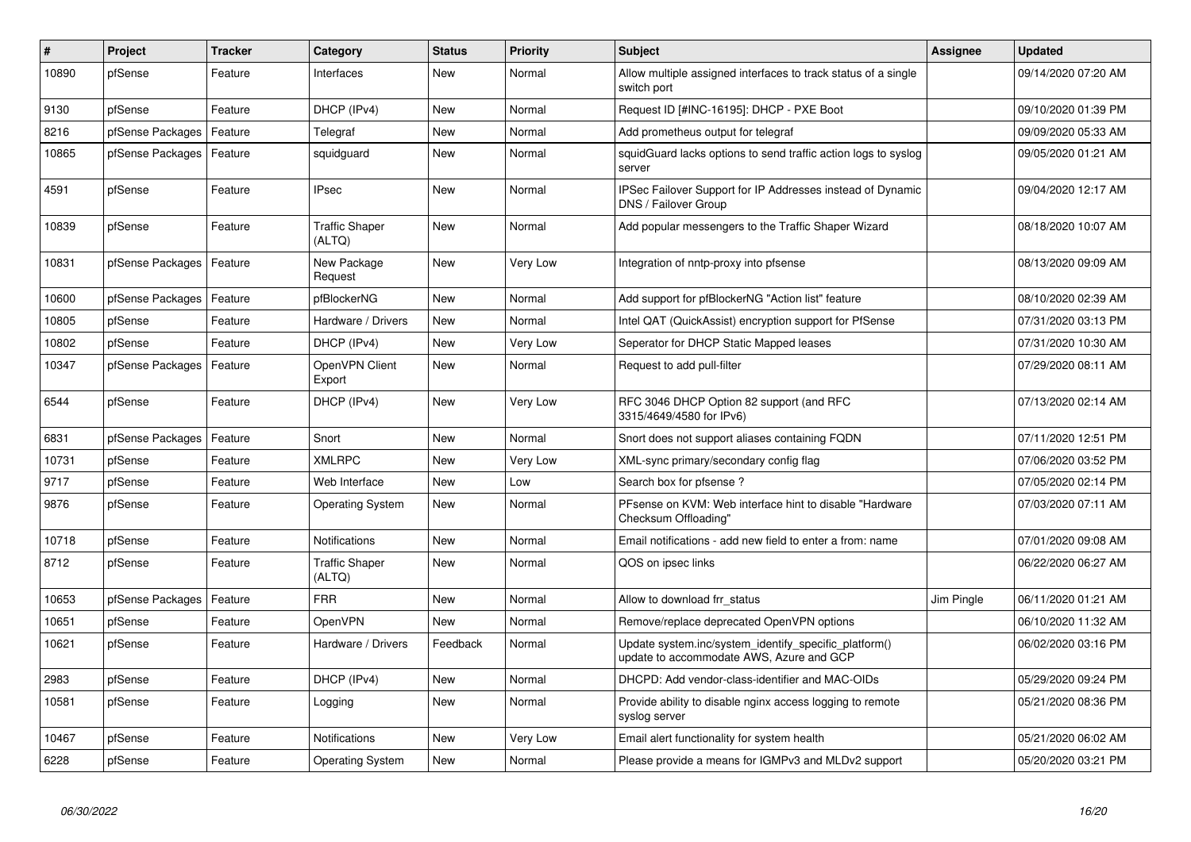| # | Project | Tracker | Category | Status | Priority | Subject | Assignee | Updated |
|---|---|---|---|---|---|---|---|---|
| 10890 | pfSense | Feature | Interfaces | New | Normal | Allow multiple assigned interfaces to track status of a single switch port | | 09/14/2020 07:20 AM |
| 9130 | pfSense | Feature | DHCP (IPv4) | New | Normal | Request ID [#INC-16195]: DHCP - PXE Boot | | 09/10/2020 01:39 PM |
| 8216 | pfSense Packages | Feature | Telegraf | New | Normal | Add prometheus output for telegraf | | 09/09/2020 05:33 AM |
| 10865 | pfSense Packages | Feature | squidguard | New | Normal | squidGuard lacks options to send traffic action logs to syslog server | | 09/05/2020 01:21 AM |
| 4591 | pfSense | Feature | IPsec | New | Normal | IPSec Failover Support for IP Addresses instead of Dynamic DNS / Failover Group | | 09/04/2020 12:17 AM |
| 10839 | pfSense | Feature | Traffic Shaper (ALTQ) | New | Normal | Add popular messengers to the Traffic Shaper Wizard | | 08/18/2020 10:07 AM |
| 10831 | pfSense Packages | Feature | New Package Request | New | Very Low | Integration of nntp-proxy into pfsense | | 08/13/2020 09:09 AM |
| 10600 | pfSense Packages | Feature | pfBlockerNG | New | Normal | Add support for pfBlockerNG "Action list" feature | | 08/10/2020 02:39 AM |
| 10805 | pfSense | Feature | Hardware / Drivers | New | Normal | Intel QAT (QuickAssist) encryption support for PfSense | | 07/31/2020 03:13 PM |
| 10802 | pfSense | Feature | DHCP (IPv4) | New | Very Low | Seperator for DHCP Static Mapped leases | | 07/31/2020 10:30 AM |
| 10347 | pfSense Packages | Feature | OpenVPN Client Export | New | Normal | Request to add pull-filter | | 07/29/2020 08:11 AM |
| 6544 | pfSense | Feature | DHCP (IPv4) | New | Very Low | RFC 3046 DHCP Option 82 support (and RFC 3315/4649/4580 for IPv6) | | 07/13/2020 02:14 AM |
| 6831 | pfSense Packages | Feature | Snort | New | Normal | Snort does not support aliases containing FQDN | | 07/11/2020 12:51 PM |
| 10731 | pfSense | Feature | XMLRPC | New | Very Low | XML-sync primary/secondary config flag | | 07/06/2020 03:52 PM |
| 9717 | pfSense | Feature | Web Interface | New | Low | Search box for pfsense ? | | 07/05/2020 02:14 PM |
| 9876 | pfSense | Feature | Operating System | New | Normal | PFsense on KVM: Web interface hint to disable "Hardware Checksum Offloading" | | 07/03/2020 07:11 AM |
| 10718 | pfSense | Feature | Notifications | New | Normal | Email notifications - add new field to enter a from: name | | 07/01/2020 09:08 AM |
| 8712 | pfSense | Feature | Traffic Shaper (ALTQ) | New | Normal | QOS on ipsec links | | 06/22/2020 06:27 AM |
| 10653 | pfSense Packages | Feature | FRR | New | Normal | Allow to download frr_status | Jim Pingle | 06/11/2020 01:21 AM |
| 10651 | pfSense | Feature | OpenVPN | New | Normal | Remove/replace deprecated OpenVPN options | | 06/10/2020 11:32 AM |
| 10621 | pfSense | Feature | Hardware / Drivers | Feedback | Normal | Update system.inc/system_identify_specific_platform() update to accommodate AWS, Azure and GCP | | 06/02/2020 03:16 PM |
| 2983 | pfSense | Feature | DHCP (IPv4) | New | Normal | DHCPD: Add vendor-class-identifier and MAC-OIDs | | 05/29/2020 09:24 PM |
| 10581 | pfSense | Feature | Logging | New | Normal | Provide ability to disable nginx access logging to remote syslog server | | 05/21/2020 08:36 PM |
| 10467 | pfSense | Feature | Notifications | New | Very Low | Email alert functionality for system health | | 05/21/2020 06:02 AM |
| 6228 | pfSense | Feature | Operating System | New | Normal | Please provide a means for IGMPv3 and MLDv2 support | | 05/20/2020 03:21 PM |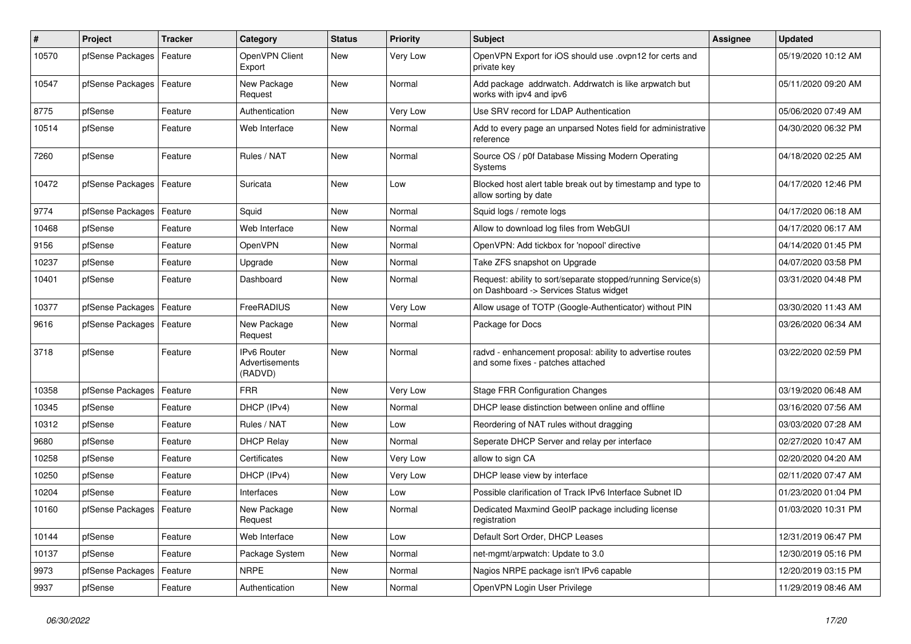| # | Project | Tracker | Category | Status | Priority | Subject | Assignee | Updated |
|---|---|---|---|---|---|---|---|---|
| 10570 | pfSense Packages | Feature | OpenVPN Client Export | New | Very Low | OpenVPN Export for iOS should use .ovpn12 for certs and private key | | 05/19/2020 10:12 AM |
| 10547 | pfSense Packages | Feature | New Package Request | New | Normal | Add package addrwatch. Addrwatch is like arpwatch but works with ipv4 and ipv6 | | 05/11/2020 09:20 AM |
| 8775 | pfSense | Feature | Authentication | New | Very Low | Use SRV record for LDAP Authentication | | 05/06/2020 07:49 AM |
| 10514 | pfSense | Feature | Web Interface | New | Normal | Add to every page an unparsed Notes field for administrative reference | | 04/30/2020 06:32 PM |
| 7260 | pfSense | Feature | Rules / NAT | New | Normal | Source OS / p0f Database Missing Modern Operating Systems | | 04/18/2020 02:25 AM |
| 10472 | pfSense Packages | Feature | Suricata | New | Low | Blocked host alert table break out by timestamp and type to allow sorting by date | | 04/17/2020 12:46 PM |
| 9774 | pfSense Packages | Feature | Squid | New | Normal | Squid logs / remote logs | | 04/17/2020 06:18 AM |
| 10468 | pfSense | Feature | Web Interface | New | Normal | Allow to download log files from WebGUI | | 04/17/2020 06:17 AM |
| 9156 | pfSense | Feature | OpenVPN | New | Normal | OpenVPN: Add tickbox for 'nopool' directive | | 04/14/2020 01:45 PM |
| 10237 | pfSense | Feature | Upgrade | New | Normal | Take ZFS snapshot on Upgrade | | 04/07/2020 03:58 PM |
| 10401 | pfSense | Feature | Dashboard | New | Normal | Request: ability to sort/separate stopped/running Service(s) on Dashboard -> Services Status widget | | 03/31/2020 04:48 PM |
| 10377 | pfSense Packages | Feature | FreeRADIUS | New | Very Low | Allow usage of TOTP (Google-Authenticator) without PIN | | 03/30/2020 11:43 AM |
| 9616 | pfSense Packages | Feature | New Package Request | New | Normal | Package for Docs | | 03/26/2020 06:34 AM |
| 3718 | pfSense | Feature | IPv6 Router Advertisements (RADVD) | New | Normal | radvd - enhancement proposal: ability to advertise routes and some fixes - patches attached | | 03/22/2020 02:59 PM |
| 10358 | pfSense Packages | Feature | FRR | New | Very Low | Stage FRR Configuration Changes | | 03/19/2020 06:48 AM |
| 10345 | pfSense | Feature | DHCP (IPv4) | New | Normal | DHCP lease distinction between online and offline | | 03/16/2020 07:56 AM |
| 10312 | pfSense | Feature | Rules / NAT | New | Low | Reordering of NAT rules without dragging | | 03/03/2020 07:28 AM |
| 9680 | pfSense | Feature | DHCP Relay | New | Normal | Seperate DHCP Server and relay per interface | | 02/27/2020 10:47 AM |
| 10258 | pfSense | Feature | Certificates | New | Very Low | allow to sign CA | | 02/20/2020 04:20 AM |
| 10250 | pfSense | Feature | DHCP (IPv4) | New | Very Low | DHCP lease view by interface | | 02/11/2020 07:47 AM |
| 10204 | pfSense | Feature | Interfaces | New | Low | Possible clarification of Track IPv6 Interface Subnet ID | | 01/23/2020 01:04 PM |
| 10160 | pfSense Packages | Feature | New Package Request | New | Normal | Dedicated Maxmind GeoIP package including license registration | | 01/03/2020 10:31 PM |
| 10144 | pfSense | Feature | Web Interface | New | Low | Default Sort Order, DHCP Leases | | 12/31/2019 06:47 PM |
| 10137 | pfSense | Feature | Package System | New | Normal | net-mgmt/arpwatch: Update to 3.0 | | 12/30/2019 05:16 PM |
| 9973 | pfSense Packages | Feature | NRPE | New | Normal | Nagios NRPE package isn't IPv6 capable | | 12/20/2019 03:15 PM |
| 9937 | pfSense | Feature | Authentication | New | Normal | OpenVPN Login User Privilege | | 11/29/2019 08:46 AM |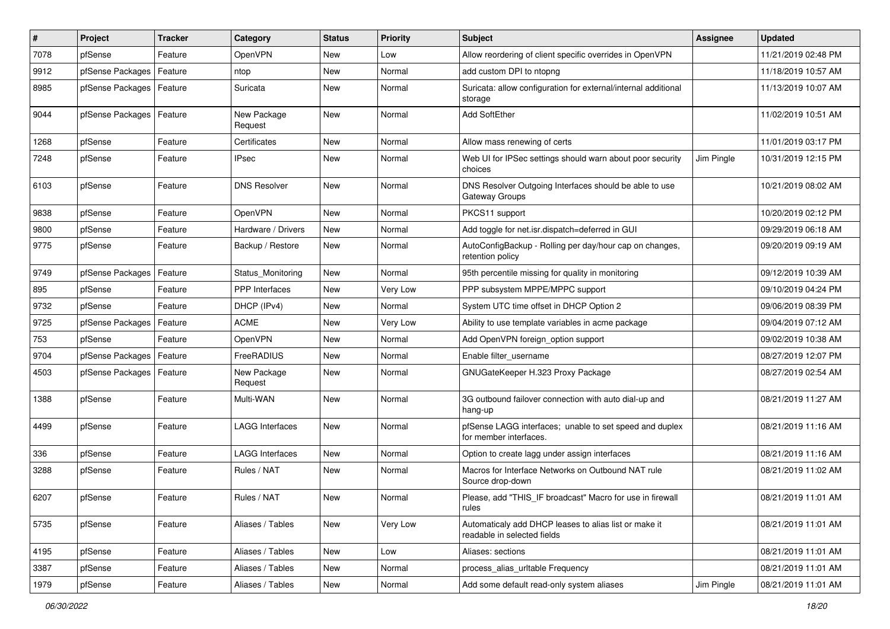| # | Project | Tracker | Category | Status | Priority | Subject | Assignee | Updated |
|---|---|---|---|---|---|---|---|---|
| 7078 | pfSense | Feature | OpenVPN | New | Low | Allow reordering of client specific overrides in OpenVPN | | 11/21/2019 02:48 PM |
| 9912 | pfSense Packages | Feature | ntop | New | Normal | add custom DPI to ntopng | | 11/18/2019 10:57 AM |
| 8985 | pfSense Packages | Feature | Suricata | New | Normal | Suricata: allow configuration for external/internal additional storage | | 11/13/2019 10:07 AM |
| 9044 | pfSense Packages | Feature | New Package Request | New | Normal | Add SoftEther | | 11/02/2019 10:51 AM |
| 1268 | pfSense | Feature | Certificates | New | Normal | Allow mass renewing of certs | | 11/01/2019 03:17 PM |
| 7248 | pfSense | Feature | IPsec | New | Normal | Web UI for IPSec settings should warn about poor security choices | Jim Pingle | 10/31/2019 12:15 PM |
| 6103 | pfSense | Feature | DNS Resolver | New | Normal | DNS Resolver Outgoing Interfaces should be able to use Gateway Groups | | 10/21/2019 08:02 AM |
| 9838 | pfSense | Feature | OpenVPN | New | Normal | PKCS11 support | | 10/20/2019 02:12 PM |
| 9800 | pfSense | Feature | Hardware / Drivers | New | Normal | Add toggle for net.isr.dispatch=deferred in GUI | | 09/29/2019 06:18 AM |
| 9775 | pfSense | Feature | Backup / Restore | New | Normal | AutoConfigBackup - Rolling per day/hour cap on changes, retention policy | | 09/20/2019 09:19 AM |
| 9749 | pfSense Packages | Feature | Status_Monitoring | New | Normal | 95th percentile missing for quality in monitoring | | 09/12/2019 10:39 AM |
| 895 | pfSense | Feature | PPP Interfaces | New | Very Low | PPP subsystem MPPE/MPPC support | | 09/10/2019 04:24 PM |
| 9732 | pfSense | Feature | DHCP (IPv4) | New | Normal | System UTC time offset in DHCP Option 2 | | 09/06/2019 08:39 PM |
| 9725 | pfSense Packages | Feature | ACME | New | Very Low | Ability to use template variables in acme package | | 09/04/2019 07:12 AM |
| 753 | pfSense | Feature | OpenVPN | New | Normal | Add OpenVPN foreign_option support | | 09/02/2019 10:38 AM |
| 9704 | pfSense Packages | Feature | FreeRADIUS | New | Normal | Enable filter_username | | 08/27/2019 12:07 PM |
| 4503 | pfSense Packages | Feature | New Package Request | New | Normal | GNUGateKeeper H.323 Proxy Package | | 08/27/2019 02:54 AM |
| 1388 | pfSense | Feature | Multi-WAN | New | Normal | 3G outbound failover connection with auto dial-up and hang-up | | 08/21/2019 11:27 AM |
| 4499 | pfSense | Feature | LAGG Interfaces | New | Normal | pfSense LAGG interfaces; unable to set speed and duplex for member interfaces. | | 08/21/2019 11:16 AM |
| 336 | pfSense | Feature | LAGG Interfaces | New | Normal | Option to create lagg under assign interfaces | | 08/21/2019 11:16 AM |
| 3288 | pfSense | Feature | Rules / NAT | New | Normal | Macros for Interface Networks on Outbound NAT rule Source drop-down | | 08/21/2019 11:02 AM |
| 6207 | pfSense | Feature | Rules / NAT | New | Normal | Please, add "THIS_IF broadcast" Macro for use in firewall rules | | 08/21/2019 11:01 AM |
| 5735 | pfSense | Feature | Aliases / Tables | New | Very Low | Automaticaly add DHCP leases to alias list or make it readable in selected fields | | 08/21/2019 11:01 AM |
| 4195 | pfSense | Feature | Aliases / Tables | New | Low | Aliases: sections | | 08/21/2019 11:01 AM |
| 3387 | pfSense | Feature | Aliases / Tables | New | Normal | process_alias_urltable Frequency | | 08/21/2019 11:01 AM |
| 1979 | pfSense | Feature | Aliases / Tables | New | Normal | Add some default read-only system aliases | Jim Pingle | 08/21/2019 11:01 AM |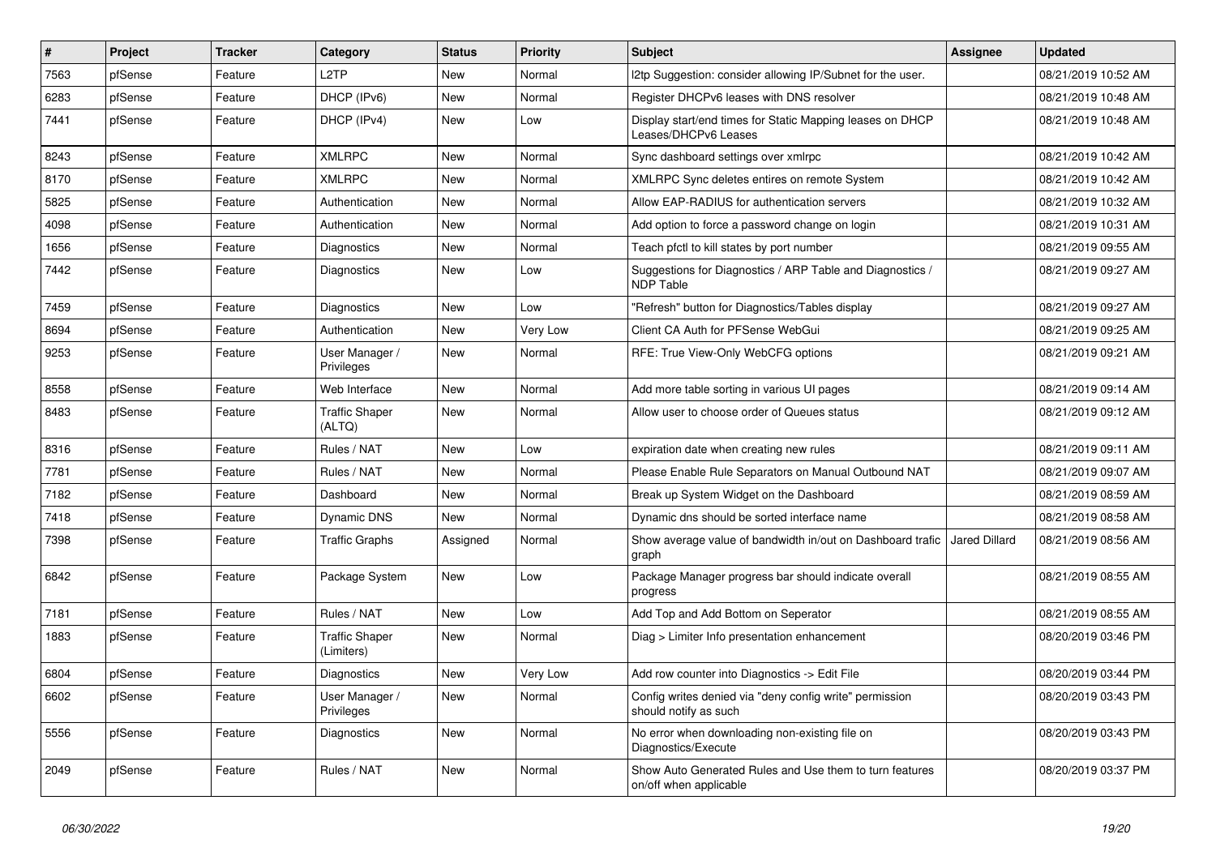| # | Project | Tracker | Category | Status | Priority | Subject | Assignee | Updated |
|---|---|---|---|---|---|---|---|---|
| 7563 | pfSense | Feature | L2TP | New | Normal | l2tp Suggestion: consider allowing IP/Subnet for the user. | | 08/21/2019 10:52 AM |
| 6283 | pfSense | Feature | DHCP (IPv6) | New | Normal | Register DHCPv6 leases with DNS resolver | | 08/21/2019 10:48 AM |
| 7441 | pfSense | Feature | DHCP (IPv4) | New | Low | Display start/end times for Static Mapping leases on DHCP Leases/DHCPv6 Leases | | 08/21/2019 10:48 AM |
| 8243 | pfSense | Feature | XMLRPC | New | Normal | Sync dashboard settings over xmlrpc | | 08/21/2019 10:42 AM |
| 8170 | pfSense | Feature | XMLRPC | New | Normal | XMLRPC Sync deletes entires on remote System | | 08/21/2019 10:42 AM |
| 5825 | pfSense | Feature | Authentication | New | Normal | Allow EAP-RADIUS for authentication servers | | 08/21/2019 10:32 AM |
| 4098 | pfSense | Feature | Authentication | New | Normal | Add option to force a password change on login | | 08/21/2019 10:31 AM |
| 1656 | pfSense | Feature | Diagnostics | New | Normal | Teach pfctl to kill states by port number | | 08/21/2019 09:55 AM |
| 7442 | pfSense | Feature | Diagnostics | New | Low | Suggestions for Diagnostics / ARP Table and Diagnostics / NDP Table | | 08/21/2019 09:27 AM |
| 7459 | pfSense | Feature | Diagnostics | New | Low | "Refresh" button for Diagnostics/Tables display | | 08/21/2019 09:27 AM |
| 8694 | pfSense | Feature | Authentication | New | Very Low | Client CA Auth for PFSense WebGui | | 08/21/2019 09:25 AM |
| 9253 | pfSense | Feature | User Manager / Privileges | New | Normal | RFE: True View-Only WebCFG options | | 08/21/2019 09:21 AM |
| 8558 | pfSense | Feature | Web Interface | New | Normal | Add more table sorting in various UI pages | | 08/21/2019 09:14 AM |
| 8483 | pfSense | Feature | Traffic Shaper (ALTQ) | New | Normal | Allow user to choose order of Queues status | | 08/21/2019 09:12 AM |
| 8316 | pfSense | Feature | Rules / NAT | New | Low | expiration date when creating new rules | | 08/21/2019 09:11 AM |
| 7781 | pfSense | Feature | Rules / NAT | New | Normal | Please Enable Rule Separators on Manual Outbound NAT | | 08/21/2019 09:07 AM |
| 7182 | pfSense | Feature | Dashboard | New | Normal | Break up System Widget on the Dashboard | | 08/21/2019 08:59 AM |
| 7418 | pfSense | Feature | Dynamic DNS | New | Normal | Dynamic dns should be sorted interface name | | 08/21/2019 08:58 AM |
| 7398 | pfSense | Feature | Traffic Graphs | Assigned | Normal | Show average value of bandwidth in/out on Dashboard trafic graph | Jared Dillard | 08/21/2019 08:56 AM |
| 6842 | pfSense | Feature | Package System | New | Low | Package Manager progress bar should indicate overall progress | | 08/21/2019 08:55 AM |
| 7181 | pfSense | Feature | Rules / NAT | New | Low | Add Top and Add Bottom on Seperator | | 08/21/2019 08:55 AM |
| 1883 | pfSense | Feature | Traffic Shaper (Limiters) | New | Normal | Diag > Limiter Info presentation enhancement | | 08/20/2019 03:46 PM |
| 6804 | pfSense | Feature | Diagnostics | New | Very Low | Add row counter into Diagnostics -> Edit File | | 08/20/2019 03:44 PM |
| 6602 | pfSense | Feature | User Manager / Privileges | New | Normal | Config writes denied via "deny config write" permission should notify as such | | 08/20/2019 03:43 PM |
| 5556 | pfSense | Feature | Diagnostics | New | Normal | No error when downloading non-existing file on Diagnostics/Execute | | 08/20/2019 03:43 PM |
| 2049 | pfSense | Feature | Rules / NAT | New | Normal | Show Auto Generated Rules and Use them to turn features on/off when applicable | | 08/20/2019 03:37 PM |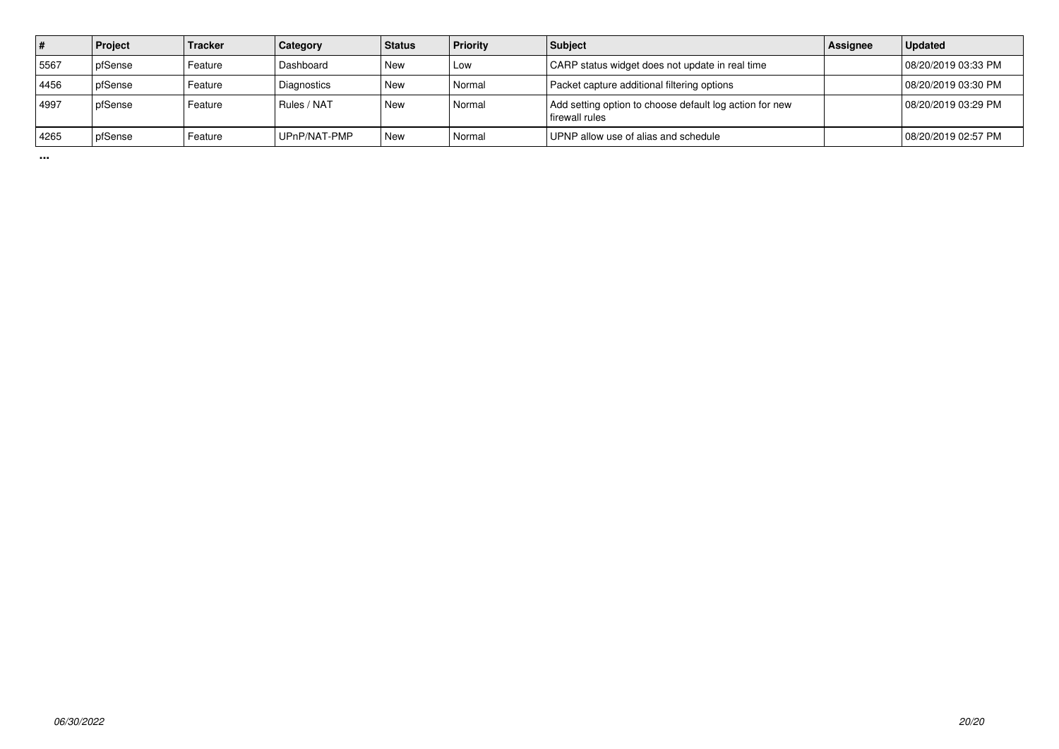| # | Project | Tracker | Category | Status | Priority | Subject | Assignee | Updated |
|---|---|---|---|---|---|---|---|---|
| 5567 | pfSense | Feature | Dashboard | New | Low | CARP status widget does not update in real time | | 08/20/2019 03:33 PM |
| 4456 | pfSense | Feature | Diagnostics | New | Normal | Packet capture additional filtering options | | 08/20/2019 03:30 PM |
| 4997 | pfSense | Feature | Rules / NAT | New | Normal | Add setting option to choose default log action for new firewall rules | | 08/20/2019 03:29 PM |
| 4265 | pfSense | Feature | UPnP/NAT-PMP | New | Normal | UPNP allow use of alias and schedule | | 08/20/2019 02:57 PM |

...